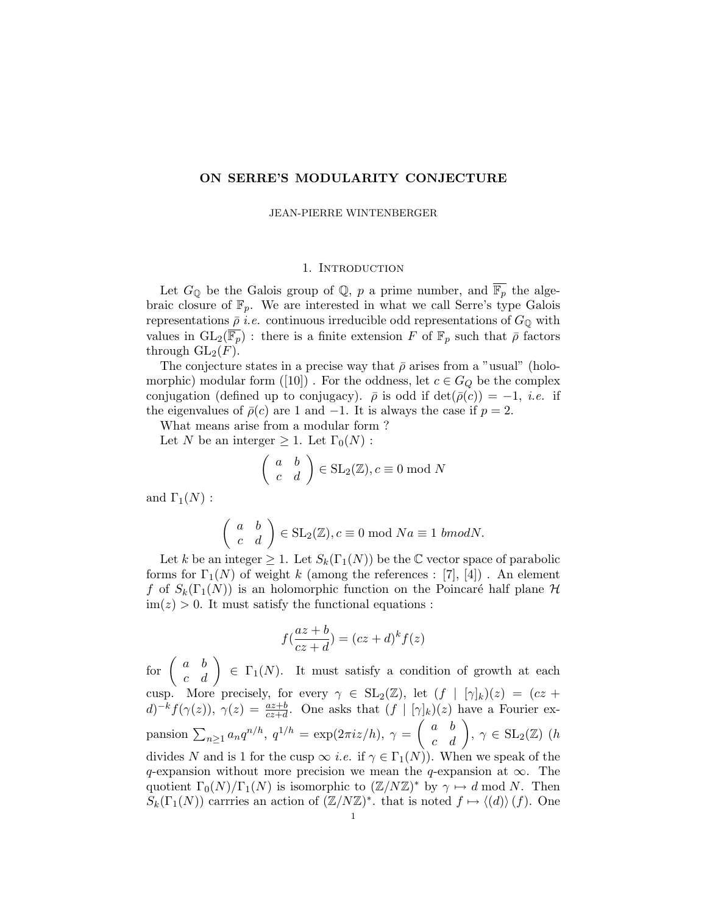# ON SERRE'S MODULARITY CONJECTURE

JEAN-PIERRE WINTENBERGER

## 1. Introduction

Let $G_{\mathbb{Q}}$ be the Galois group of $\mathbb{Q}$, $p$ a prime number, and $\overline{\mathbb{F}_p}$ the algebraic closure of $\mathbb{F}_p$. We are interested in what we call Serre's type Galois representations $\bar{\rho}$ *i.e.* continuous irreducible odd representations of $G_{\mathbb{Q}}$ with values in $\mathrm{GL}_2(\overline{\mathbb{F}_p})$ : there is a finite extension $F$ of $\mathbb{F}_p$ such that $\bar{\rho}$ factors through $\mathrm{GL}_2(F)$.

The conjecture states in a precise way that $\bar{\rho}$ arises from a "usual" (holomorphic) modular form ([10]) . For the oddness, let $c \in G_Q$ be the complex conjugation (defined up to conjugacy). $\bar{\rho}$ is odd if $\det(\bar{\rho}(c)) = -1$, *i.e.* if the eigenvalues of $\bar{\rho}(c)$ are 1 and $-1$. It is always the case if $p = 2$.

What means arise from a modular form ?

Let $N$ be an interger $\geq 1$. Let $\Gamma_0(N)$ :

$$\left(\begin{array}{cc} a & b \\ c & d \end{array}\right) \in \mathrm{SL}_2(\mathbb{Z}), c \equiv 0 \bmod N$$

and $\Gamma_1(N)$ :

$$\left(\begin{array}{cc} a & b \\ c & d \end{array}\right) \in \mathrm{SL}_2(\mathbb{Z}), c \equiv 0 \bmod N a \equiv 1 \ bmodN.$$

Let $k$ be an integer $\geq 1$. Let $S_k(\Gamma_1(N))$ be the $\mathbb{C}$ vector space of parabolic forms for $\Gamma_1(N)$ of weight $k$ (among the references : [7], [4]) . An element $f$ of $S_k(\Gamma_1(N))$ is an holomorphic function on the Poincaré half plane $\mathcal{H}$ $\mathrm{im}(z) > 0$. It must satisfy the functional equations :

$$f(\frac{az+b}{cz+d}) = (cz+d)^k f(z)$$

for $\left(\begin{array}{cc} a & b \\ c & d \end{array}\right) \in \Gamma_1(N)$. It must satisfy a condition of growth at each cusp. More precisely, for every $\gamma \in \mathrm{SL}_2(\mathbb{Z})$, let $(f \mid [\gamma]_k)(z) = (cz+d)^{-k} f(\gamma(z))$, $\gamma(z) = \frac{az+b}{cz+d}$. One asks that $(f \mid [\gamma]_k)(z)$ have a Fourier expansion $\sum_{n\geq 1} a_n q^{n/h}$, $q^{1/h} = \exp(2\pi i z/h)$, $\gamma = \left(\begin{array}{cc} a & b \\ c & d \end{array}\right)$, $\gamma \in \mathrm{SL}_2(\mathbb{Z})$ ($h$ divides $N$ and is 1 for the cusp $\infty$ *i.e.* if $\gamma \in \Gamma_1(N)$). When we speak of the $q$-expansion without more precision we mean the $q$-expansion at $\infty$. The quotient $\Gamma_0(N)/\Gamma_1(N)$ is isomorphic to $(\mathbb{Z}/N\mathbb{Z})^*$ by $\gamma \mapsto d \bmod N$. Then $S_k(\Gamma_1(N))$ carrries an action of $(\mathbb{Z}/N\mathbb{Z})^*$. that is noted $f \mapsto \langle (d) \rangle (f)$. One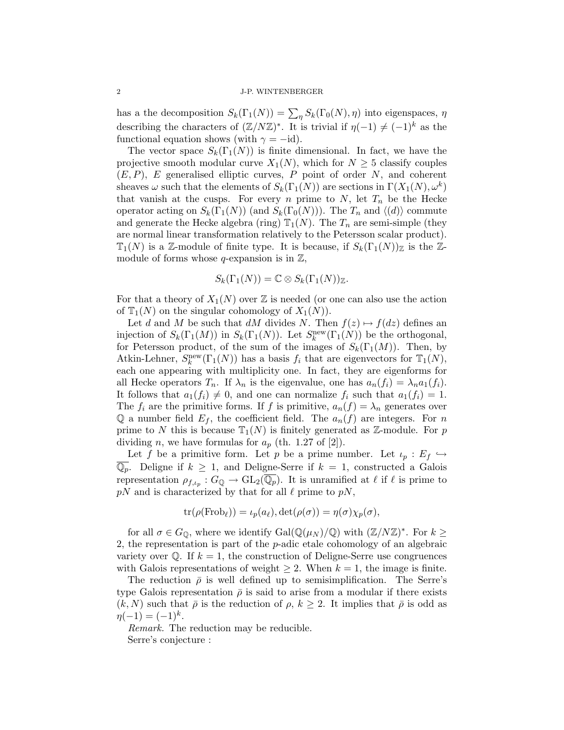has a the decomposition $S_k(\Gamma_1(N)) = \sum_\eta S_k(\Gamma_0(N), \eta)$ into eigenspaces, $\eta$ describing the characters of $(\mathbb{Z}/N\mathbb{Z})^*$. It is trivial if $\eta(-1) \neq (-1)^k$ as the functional equation shows (with $\gamma = -\mathrm{id}$).

The vector space $S_k(\Gamma_1(N))$ is finite dimensional. In fact, we have the projective smooth modular curve $X_1(N)$, which for $N \geq 5$ classify couples $(E, P)$, $E$ generalised elliptic curves, $P$ point of order $N$, and coherent sheaves $\omega$ such that the elements of $S_k(\Gamma_1(N))$ are sections in $\Gamma(X_1(N), \omega^k)$ that vanish at the cusps. For every $n$ prime to $N$, let $T_n$ be the Hecke operator acting on $S_k(\Gamma_1(N))$ (and $S_k(\Gamma_0(N))$). The $T_n$ and $\langle(d)\rangle$ commute and generate the Hecke algebra (ring) $\mathbb{T}_1(N)$. The $T_n$ are semi-simple (they are normal linear transformation relatively to the Petersson scalar product). $\mathbb{T}_1(N)$ is a $\mathbb{Z}$-module of finite type. It is because, if $S_k(\Gamma_1(N))_\mathbb{Z}$ is the $\mathbb{Z}$-module of forms whose $q$-expansion is in $\mathbb{Z}$,

$$S_k(\Gamma_1(N)) = \mathbb{C} \otimes S_k(\Gamma_1(N))_\mathbb{Z}.$$

For that a theory of $X_1(N)$ over $\mathbb{Z}$ is needed (or one can also use the action of $\mathbb{T}_1(N)$ on the singular cohomology of $X_1(N)$).

Let $d$ and $M$ be such that $dM$ divides $N$. Then $f(z) \mapsto f(dz)$ defines an injection of $S_k(\Gamma_1(M))$ in $S_k(\Gamma_1(N))$. Let $S_k^{\mathrm{new}}(\Gamma_1(N))$ be the orthogonal, for Petersson product, of the sum of the images of $S_k(\Gamma_1(M))$. Then, by Atkin-Lehner, $S_k^{\mathrm{new}}(\Gamma_1(N))$ has a basis $f_i$ that are eigenvectors for $\mathbb{T}_1(N)$, each one appearing with multiplicity one. In fact, they are eigenforms for all Hecke operators $T_n$. If $\lambda_n$ is the eigenvalue, one has $a_n(f_i) = \lambda_n a_1(f_i)$. It follows that $a_1(f_i) \neq 0$, and one can normalize $f_i$ such that $a_1(f_i) = 1$. The $f_i$ are the primitive forms. If $f$ is primitive, $a_n(f) = \lambda_n$ generates over $\mathbb{Q}$ a number field $E_f$, the coefficient field. The $a_n(f)$ are integers. For $n$ prime to $N$ this is because $\mathbb{T}_1(N)$ is finitely generated as $\mathbb{Z}$-module. For $p$ dividing $n$, we have formulas for $a_p$ (th. 1.27 of [2]).

Let $f$ be a primitive form. Let $p$ be a prime number. Let $\iota_p : E_f \hookrightarrow \overline{\mathbb{Q}_p}$. Deligne if $k \geq 1$, and Deligne-Serre if $k = 1$, constructed a Galois representation $\rho_{f,\iota_p} : G_\mathbb{Q} \to \mathrm{GL}_2(\overline{\mathbb{Q}_p})$. It is unramified at $\ell$ if $\ell$ is prime to $pN$ and is characterized by that for all $\ell$ prime to $pN$,

$$\mathrm{tr}(\rho(\mathrm{Frob}_\ell)) = \iota_p(a_\ell), \det(\rho(\sigma)) = \eta(\sigma)\chi_p(\sigma),$$

for all $\sigma \in G_\mathbb{Q}$, where we identify $\mathrm{Gal}(\mathbb{Q}(\mu_N)/\mathbb{Q})$ with $(\mathbb{Z}/N\mathbb{Z})^*$. For $k \geq 2$, the representation is part of the $p$-adic etale cohomology of an algebraic variety over $\mathbb{Q}$. If $k = 1$, the construction of Deligne-Serre use congruences with Galois representations of weight $\geq 2$. When $k = 1$, the image is finite.

The reduction $\bar{\rho}$ is well defined up to semisimplification. The Serre's type Galois representation $\bar{\rho}$ is said to arise from a modular if there exists $(k, N)$ such that $\bar{\rho}$ is the reduction of $\rho$, $k \geq 2$. It implies that $\bar{\rho}$ is odd as $\eta(-1) = (-1)^k$.

*Remark.* The reduction may be reducible.

Serre's conjecture :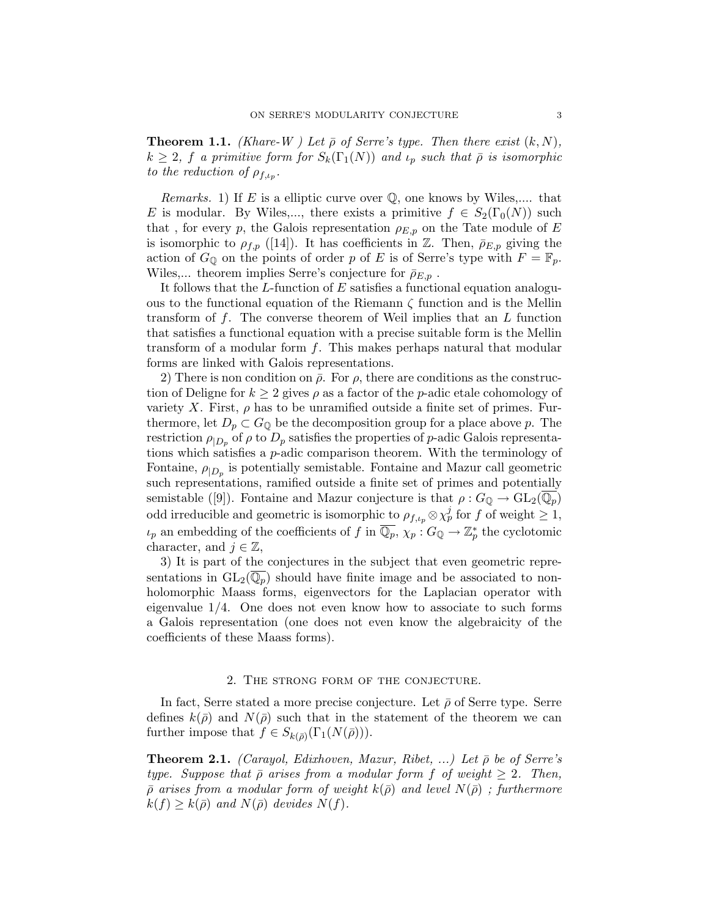**Theorem 1.1.** *(Khare-W ) Let $\bar{\rho}$ of Serre's type. Then there exist $(k, N)$, $k \geq 2$, $f$ a primitive form for $S_k(\Gamma_1(N))$ and $\iota_p$ such that $\bar{\rho}$ is isomorphic to the reduction of $\rho_{f,\iota_p}$.*

*Remarks.* 1) If $E$ is a elliptic curve over $\mathbb{Q}$, one knows by Wiles,.... that $E$ is modular. By Wiles,..., there exists a primitive $f \in S_2(\Gamma_0(N))$ such that , for every $p$, the Galois representation $\rho_{E,p}$ on the Tate module of $E$ is isomorphic to $\rho_{f,p}$ ([14]). It has coefficients in $\mathbb{Z}$. Then, $\bar{\rho}_{E,p}$ giving the action of $G_{\mathbb{Q}}$ on the points of order $p$ of $E$ is of Serre's type with $F = \mathbb{F}_p$. Wiles,... theorem implies Serre's conjecture for $\bar{\rho}_{E,p}$ .

It follows that the $L$-function of $E$ satisfies a functional equation analoguous to the functional equation of the Riemann $\zeta$ function and is the Mellin transform of $f$. The converse theorem of Weil implies that an $L$ function that satisfies a functional equation with a precise suitable form is the Mellin transform of a modular form $f$. This makes perhaps natural that modular forms are linked with Galois representations.

2) There is non condition on $\bar{\rho}$. For $\rho$, there are conditions as the construction of Deligne for $k \geq 2$ gives $\rho$ as a factor of the $p$-adic etale cohomology of variety $X$. First, $\rho$ has to be unramified outside a finite set of primes. Furthermore, let $D_p \subset G_{\mathbb{Q}}$ be the decomposition group for a place above $p$. The restriction $\rho_{|D_p}$ of $\rho$ to $D_p$ satisfies the properties of $p$-adic Galois representations which satisfies a $p$-adic comparison theorem. With the terminology of Fontaine, $\rho_{|D_p}$ is potentially semistable. Fontaine and Mazur call geometric such representations, ramified outside a finite set of primes and potentially semistable ([9]). Fontaine and Mazur conjecture is that $\rho : G_{\mathbb{Q}} \to \mathrm{GL}_2(\overline{\mathbb{Q}_p})$ odd irreducible and geometric is isomorphic to $\rho_{f,\iota_p} \otimes \chi_p^j$ for $f$ of weight $\geq 1$, $\iota_p$ an embedding of the coefficients of $f$ in $\overline{\mathbb{Q}_p}$, $\chi_p : G_{\mathbb{Q}} \to \mathbb{Z}_p^*$ the cyclotomic character, and $j \in \mathbb{Z}$,

3) It is part of the conjectures in the subject that even geometric representations in $\mathrm{GL}_2(\overline{\mathbb{Q}_p})$ should have finite image and be associated to nonholomorphic Maass forms, eigenvectors for the Laplacian operator with eigenvalue $1/4$. One does not even know how to associate to such forms a Galois representation (one does not even know the algebraicity of the coefficients of these Maass forms).

## 2. The strong form of the conjecture.

In fact, Serre stated a more precise conjecture. Let $\bar{\rho}$ of Serre type. Serre defines $k(\bar{\rho})$ and $N(\bar{\rho})$ such that in the statement of the theorem we can further impose that $f \in S_{k(\bar{\rho})}(\Gamma_1(N(\bar{\rho})))$.

**Theorem 2.1.** *(Carayol, Edixhoven, Mazur, Ribet, ...) Let $\bar{\rho}$ be of Serre's type. Suppose that $\bar{\rho}$ arises from a modular form $f$ of weight $\geq 2$. Then, $\bar{\rho}$ arises from a modular form of weight $k(\bar{\rho})$ and level $N(\bar{\rho})$ ; furthermore $k(f) \geq k(\bar{\rho})$ and $N(\bar{\rho})$ devides $N(f)$.*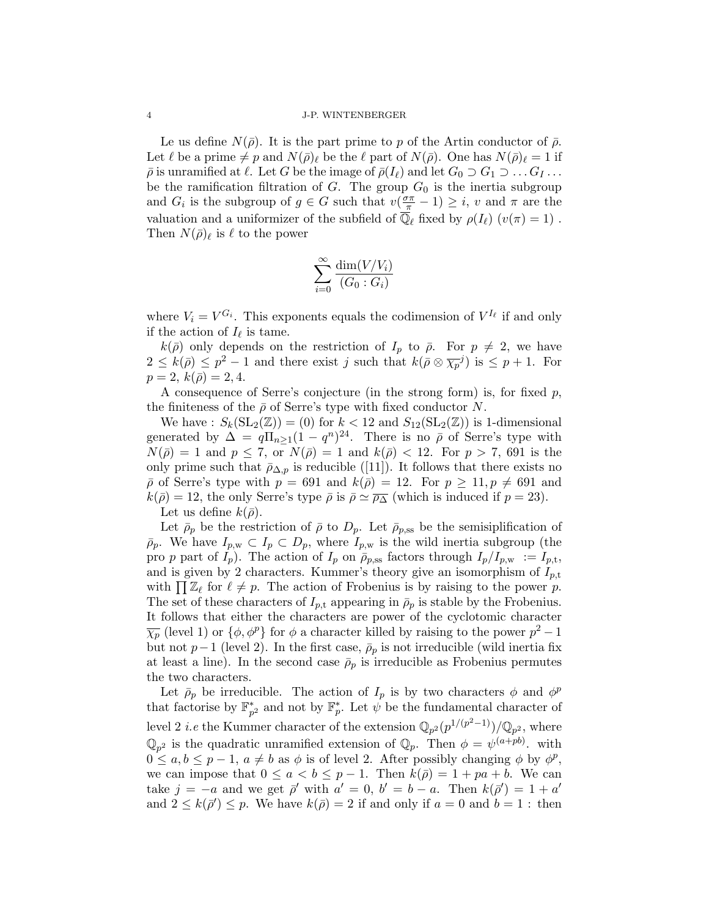Le us define $N(\bar{\rho})$. It is the part prime to $p$ of the Artin conductor of $\bar{\rho}$. Let $\ell$ be a prime $\neq p$ and $N(\bar{\rho})_\ell$ be the $\ell$ part of $N(\bar{\rho})$. One has $N(\bar{\rho})_\ell = 1$ if $\bar{\rho}$ is unramified at $\ell$. Let $G$ be the image of $\bar{\rho}(I_\ell)$ and let $G_0 \supset G_1 \supset \ldots G_I \ldots$ be the ramification filtration of $G$. The group $G_0$ is the inertia subgroup and $G_i$ is the subgroup of $g \in G$ such that $v(\frac{\sigma\pi}{\pi} - 1) \geq i$, $v$ and $\pi$ are the valuation and a uniformizer of the subfield of $\overline{\mathbb{Q}}_\ell$ fixed by $\rho(I_\ell)$ ($v(\pi) = 1$). Then $N(\bar{\rho})_\ell$ is $\ell$ to the power

$$\sum_{i=0}^{\infty} \frac{\dim(V/V_i)}{(G_0 : G_i)}$$

where $V_i = V^{G_i}$. This exponents equals the codimension of $V^{I_\ell}$ if and only if the action of $I_\ell$ is tame.

$k(\bar{\rho})$ only depends on the restriction of $I_p$ to $\bar{\rho}$. For $p \neq 2$, we have $2 \leq k(\bar{\rho}) \leq p^2 - 1$ and there exist $j$ such that $k(\bar{\rho} \otimes \overline{\chi_p}^j)$ is $\leq p+1$. For $p = 2$, $k(\bar{\rho}) = 2, 4$.

A consequence of Serre's conjecture (in the strong form) is, for fixed $p$, the finiteness of the $\bar{\rho}$ of Serre's type with fixed conductor $N$.

We have : $S_k(\mathrm{SL}_2(\mathbb{Z})) = (0)$ for $k < 12$ and $S_{12}(\mathrm{SL}_2(\mathbb{Z}))$ is 1-dimensional generated by $\Delta = q\Pi_{n\geq 1}(1 - q^n)^{24}$. There is no $\bar{\rho}$ of Serre's type with $N(\bar{\rho}) = 1$ and $p \leq 7$, or $N(\bar{\rho}) = 1$ and $k(\bar{\rho}) < 12$. For $p > 7$, 691 is the only prime such that $\bar{\rho}_{\Delta,p}$ is reducible ([11]). It follows that there exists no $\bar{\rho}$ of Serre's type with $p = 691$ and $k(\bar{\rho}) = 12$. For $p \geq 11, p \neq 691$ and $k(\bar{\rho}) = 12$, the only Serre's type $\bar{\rho}$ is $\bar{\rho} \simeq \overline{\rho_\Delta}$ (which is induced if $p = 23$).

Let us define $k(\bar{\rho})$.

Let $\bar{\rho}_p$ be the restriction of $\bar{\rho}$ to $D_p$. Let $\bar{\rho}_{p,\mathrm{ss}}$ be the semisiplification of $\bar{\rho}_p$. We have $I_{p,\mathrm{w}} \subset I_p \subset D_p$, where $I_{p,\mathrm{w}}$ is the wild inertia subgroup (the pro $p$ part of $I_p$). The action of $I_p$ on $\bar{\rho}_{p,\mathrm{ss}}$ factors through $I_p/I_{p,\mathrm{w}} := I_{p,\mathrm{t}}$, and is given by 2 characters. Kummer's theory give an isomorphism of $I_{p,\mathrm{t}}$ with $\prod \mathbb{Z}_\ell$ for $\ell \neq p$. The action of Frobenius is by raising to the power $p$. The set of these characters of $I_{p,\mathrm{t}}$ appearing in $\bar{\rho}_p$ is stable by the Frobenius. It follows that either the characters are power of the cyclotomic character $\overline{\chi_p}$ (level 1) or $\{\phi, \phi^p\}$ for $\phi$ a character killed by raising to the power $p^2 - 1$ but not $p-1$ (level 2). In the first case, $\bar{\rho}_p$ is not irreducible (wild inertia fix at least a line). In the second case $\bar{\rho}_p$ is irreducible as Frobenius permutes the two characters.

Let $\bar{\rho}_p$ be irreducible. The action of $I_p$ is by two characters $\phi$ and $\phi^p$ that factorise by $\mathbb{F}_{p^2}^*$ and not by $\mathbb{F}_p^*$. Let $\psi$ be the fundamental character of level 2 *i.e* the Kummer character of the extension $\mathbb{Q}_{p^2}(p^{1/(p^2-1)})/\mathbb{Q}_{p^2}$, where $\mathbb{Q}_{p^2}$ is the quadratic unramified extension of $\mathbb{Q}_p$. Then $\phi = \psi^{(a+pb)}$. with $0 \leq a, b \leq p-1$, $a \neq b$ as $\phi$ is of level 2. After possibly changing $\phi$ by $\phi^p$, we can impose that $0 \leq a < b \leq p-1$. Then $k(\bar{\rho}) = 1 + pa + b$. We can take $j = -a$ and we get $\bar{\rho}'$ with $a' = 0$, $b' = b - a$. Then $k(\bar{\rho}') = 1 + a'$ and $2 \leq k(\bar{\rho}') \leq p$. We have $k(\bar{\rho}) = 2$ if and only if $a = 0$ and $b = 1$ : then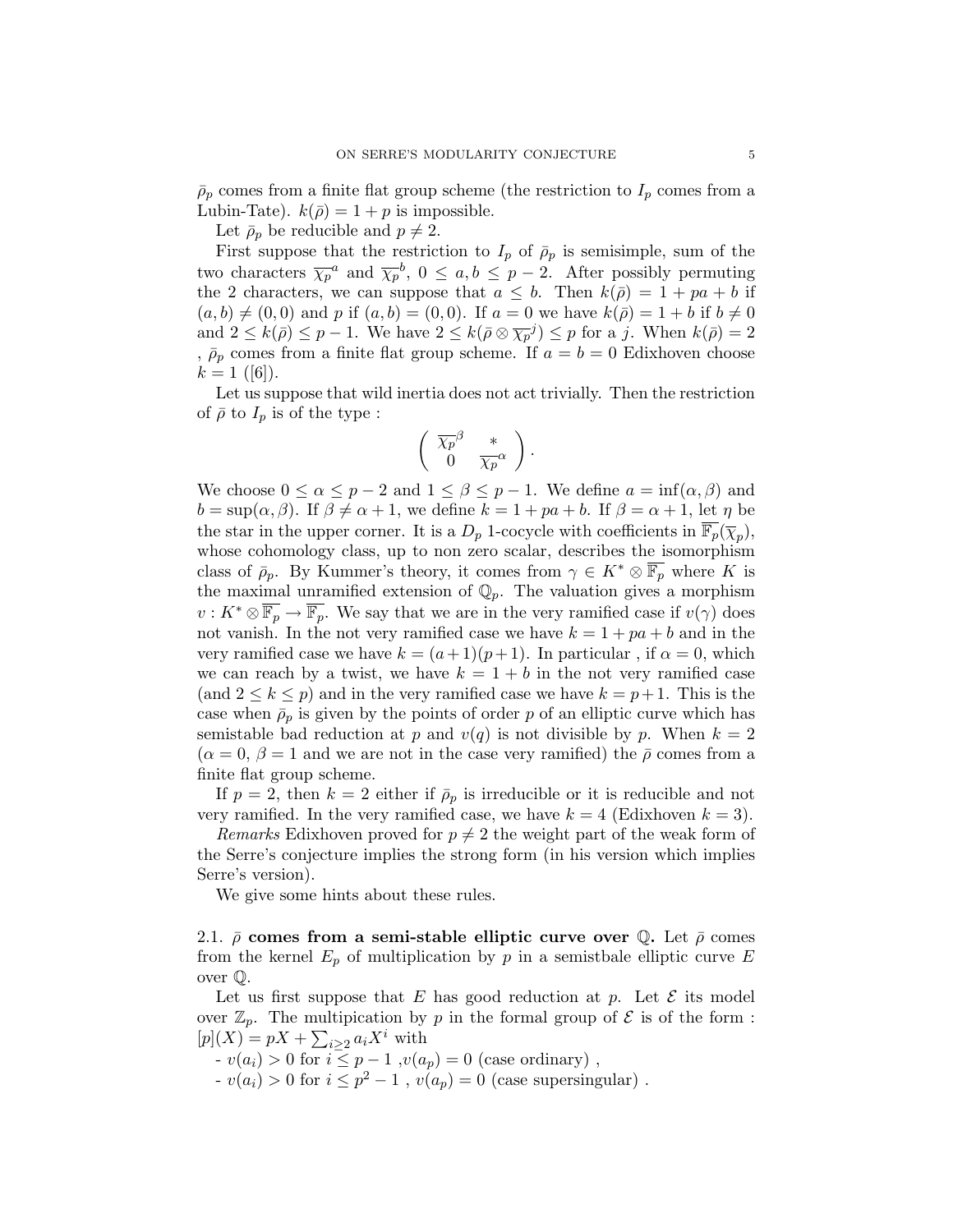$\bar{\rho}_p$ comes from a finite flat group scheme (the restriction to $I_p$ comes from a Lubin-Tate). $k(\bar{\rho}) = 1 + p$ is impossible.

Let $\bar{\rho}_p$ be reducible and $p \neq 2$.

First suppose that the restriction to $I_p$ of $\bar{\rho}_p$ is semisimple, sum of the two characters $\overline{\chi_p}^a$ and $\overline{\chi_p}^b$, $0 \leq a, b \leq p-2$. After possibly permuting the 2 characters, we can suppose that $a \leq b$. Then $k(\bar{\rho}) = 1 + pa + b$ if $(a, b) \neq (0, 0)$ and $p$ if $(a, b) = (0, 0)$. If $a = 0$ we have $k(\bar{\rho}) = 1 + b$ if $b \neq 0$ and $2 \leq k(\bar{\rho}) \leq p - 1$. We have $2 \leq k(\bar{\rho} \otimes \overline{\chi_p}^j) \leq p$ for a $j$. When $k(\bar{\rho}) = 2$ , $\bar{\rho}_p$ comes from a finite flat group scheme. If $a = b = 0$ Edixhoven choose $k = 1$ ([6]).

Let us suppose that wild inertia does not act trivially. Then the restriction of $\bar{\rho}$ to $I_p$ is of the type :

$$\begin{pmatrix} \overline{\chi_p}^\beta & * \\ 0 & \overline{\chi_p}^\alpha \end{pmatrix}.$$

We choose $0 \leq \alpha \leq p - 2$ and $1 \leq \beta \leq p - 1$. We define $a = \inf(\alpha, \beta)$ and $b = \sup(\alpha, \beta)$. If $\beta \neq \alpha + 1$, we define $k = 1 + pa + b$. If $\beta = \alpha + 1$, let $\eta$ be the star in the upper corner. It is a $D_p$ 1-cocycle with coefficients in $\overline{\mathbb{F}_p}(\overline{\chi}_p)$, whose cohomology class, up to non zero scalar, describes the isomorphism class of $\bar{\rho}_p$. By Kummer's theory, it comes from $\gamma \in K^* \otimes \overline{\mathbb{F}_p}$ where $K$ is the maximal unramified extension of $\mathbb{Q}_p$. The valuation gives a morphism $v : K^* \otimes \overline{\mathbb{F}_p} \to \overline{\mathbb{F}_p}$. We say that we are in the very ramified case if $v(\gamma)$ does not vanish. In the not very ramified case we have $k = 1 + pa + b$ and in the very ramified case we have $k = (a+1)(p+1)$. In particular , if $\alpha = 0$, which we can reach by a twist, we have $k = 1 + b$ in the not very ramified case (and $2 \leq k \leq p$) and in the very ramified case we have $k = p+1$. This is the case when $\bar{\rho}_p$ is given by the points of order $p$ of an elliptic curve which has semistable bad reduction at $p$ and $v(q)$ is not divisible by $p$. When $k = 2$ ($\alpha = 0$, $\beta = 1$ and we are not in the case very ramified) the $\bar{\rho}$ comes from a finite flat group scheme.

If $p = 2$, then $k = 2$ either if $\bar{\rho}_p$ is irreducible or it is reducible and not very ramified. In the very ramified case, we have $k = 4$ (Edixhoven $k = 3$).

*Remarks* Edixhoven proved for $p \neq 2$ the weight part of the weak form of the Serre's conjecture implies the strong form (in his version which implies Serre's version).

We give some hints about these rules.

### 2.1. $\bar{\rho}$ comes from a semi-stable elliptic curve over $\mathbb{Q}$.

Let $\bar{\rho}$ comes from the kernel $E_p$ of multiplication by $p$ in a semistbale elliptic curve $E$ over $\mathbb{Q}$.

Let us first suppose that $E$ has good reduction at $p$. Let $\mathcal{E}$ its model over $\mathbb{Z}_p$. The multipication by $p$ in the formal group of $\mathcal{E}$ is of the form : $[p](X) = pX + \sum_{i \geq 2} a_i X^i$ with

- $v(a_i) > 0$ for $i \leq p - 1$ ,$v(a_p) = 0$ (case ordinary) ,
- $v(a_i) > 0$ for $i \leq p^2 - 1$ , $v(a_p) = 0$ (case supersingular) .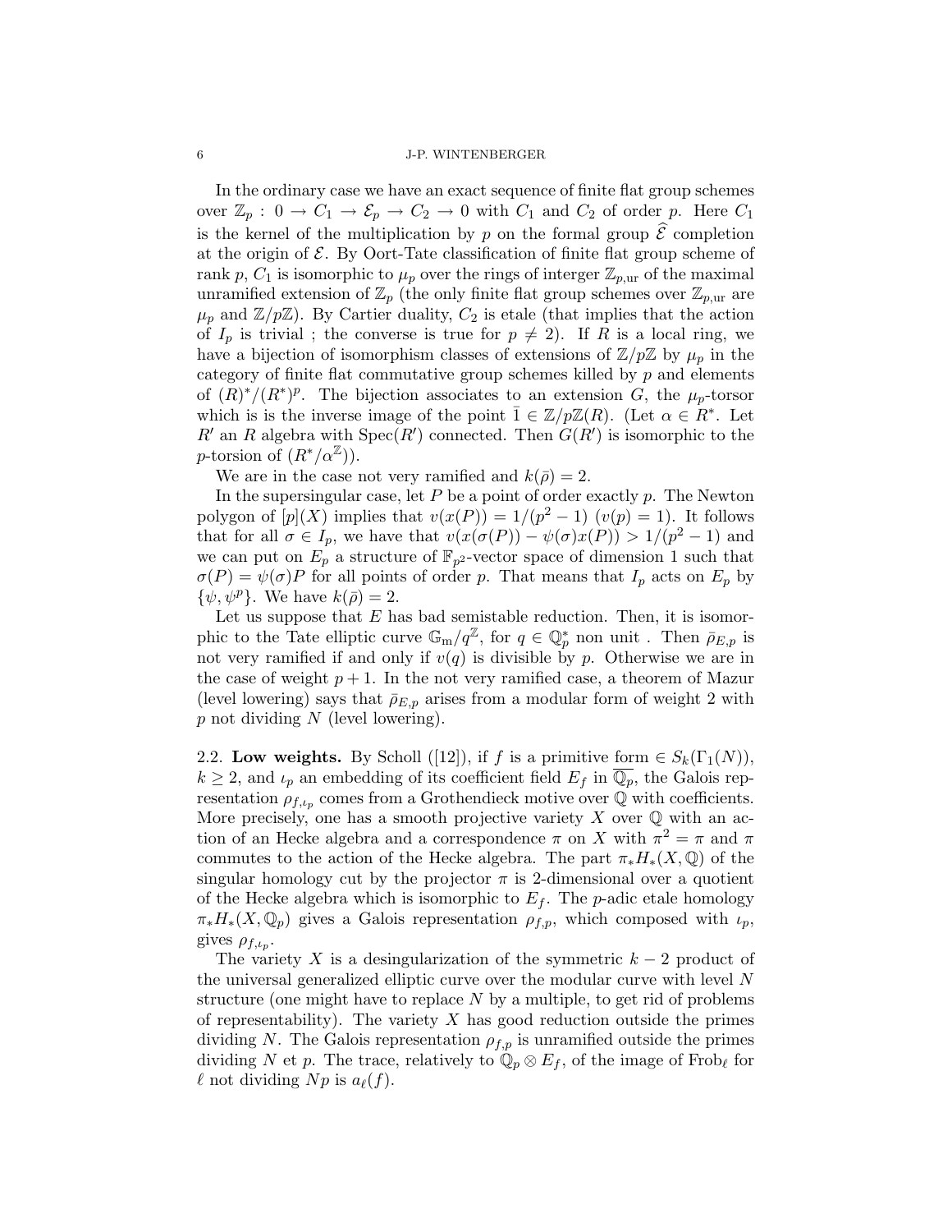In the ordinary case we have an exact sequence of finite flat group schemes over $\mathbb{Z}_p$ : $0 \to C_1 \to \mathcal{E}_p \to C_2 \to 0$ with $C_1$ and $C_2$ of order $p$. Here $C_1$ is the kernel of the multiplication by $p$ on the formal group $\widehat{\mathcal{E}}$ completion at the origin of $\mathcal{E}$. By Oort-Tate classification of finite flat group scheme of rank $p$, $C_1$ is isomorphic to $\mu_p$ over the rings of interger $\mathbb{Z}_{p,\mathrm{ur}}$ of the maximal unramified extension of $\mathbb{Z}_p$ (the only finite flat group schemes over $\mathbb{Z}_{p,\mathrm{ur}}$ are $\mu_p$ and $\mathbb{Z}/p\mathbb{Z}$). By Cartier duality, $C_2$ is etale (that implies that the action of $I_p$ is trivial ; the converse is true for $p \neq 2$). If $R$ is a local ring, we have a bijection of isomorphism classes of extensions of $\mathbb{Z}/p\mathbb{Z}$ by $\mu_p$ in the category of finite flat commutative group schemes killed by $p$ and elements of $(R)^*/(R^*)^p$. The bijection associates to an extension $G$, the $\mu_p$-torsor which is is the inverse image of the point $\bar{1} \in \mathbb{Z}/p\mathbb{Z}(R)$. (Let $\alpha \in R^*$. Let $R'$ an $R$ algebra with $\mathrm{Spec}(R')$ connected. Then $G(R')$ is isomorphic to the $p$-torsion of $(R^*/\alpha^{\mathbb{Z}})$).

We are in the case not very ramified and $k(\bar{\rho}) = 2$.

In the supersingular case, let $P$ be a point of order exactly $p$. The Newton polygon of $[p](X)$ implies that $v(x(P)) = 1/(p^2-1)$ ($v(p) = 1$). It follows that for all $\sigma \in I_p$, we have that $v(x(\sigma(P)) - \psi(\sigma)x(P)) > 1/(p^2-1)$ and we can put on $E_p$ a structure of $\mathbb{F}_{p^2}$-vector space of dimension 1 such that $\sigma(P) = \psi(\sigma)P$ for all points of order $p$. That means that $I_p$ acts on $E_p$ by $\{\psi, \psi^p\}$. We have $k(\bar{\rho}) = 2$.

Let us suppose that $E$ has bad semistable reduction. Then, it is isomorphic to the Tate elliptic curve $\mathbb{G}_{\mathrm{m}}/q^{\mathbb{Z}}$, for $q \in \mathbb{Q}_p^*$ non unit . Then $\bar{\rho}_{E,p}$ is not very ramified if and only if $v(q)$ is divisible by $p$. Otherwise we are in the case of weight $p+1$. In the not very ramified case, a theorem of Mazur (level lowering) says that $\bar{\rho}_{E,p}$ arises from a modular form of weight 2 with $p$ not dividing $N$ (level lowering).

**2.2. Low weights.** By Scholl ([12]), if $f$ is a primitive form $\in S_k(\Gamma_1(N))$, $k \geq 2$, and $\iota_p$ an embedding of its coefficient field $E_f$ in $\overline{\mathbb{Q}_p}$, the Galois representation $\rho_{f,\iota_p}$ comes from a Grothendieck motive over $\mathbb{Q}$ with coefficients. More precisely, one has a smooth projective variety $X$ over $\mathbb{Q}$ with an action of an Hecke algebra and a correspondence $\pi$ on $X$ with $\pi^2 = \pi$ and $\pi$ commutes to the action of the Hecke algebra. The part $\pi_* H_*(X, \mathbb{Q})$ of the singular homology cut by the projector $\pi$ is 2-dimensional over a quotient of the Hecke algebra which is isomorphic to $E_f$. The $p$-adic etale homology $\pi_* H_*(X, \mathbb{Q}_p)$ gives a Galois representation $\rho_{f,p}$, which composed with $\iota_p$, gives $\rho_{f,\iota_p}$.

The variety $X$ is a desingularization of the symmetric $k-2$ product of the universal generalized elliptic curve over the modular curve with level $N$ structure (one might have to replace $N$ by a multiple, to get rid of problems of representability). The variety $X$ has good reduction outside the primes dividing $N$. The Galois representation $\rho_{f,p}$ is unramified outside the primes dividing $N$ et $p$. The trace, relatively to $\mathbb{Q}_p \otimes E_f$, of the image of $\mathrm{Frob}_\ell$ for $\ell$ not dividing $Np$ is $a_\ell(f)$.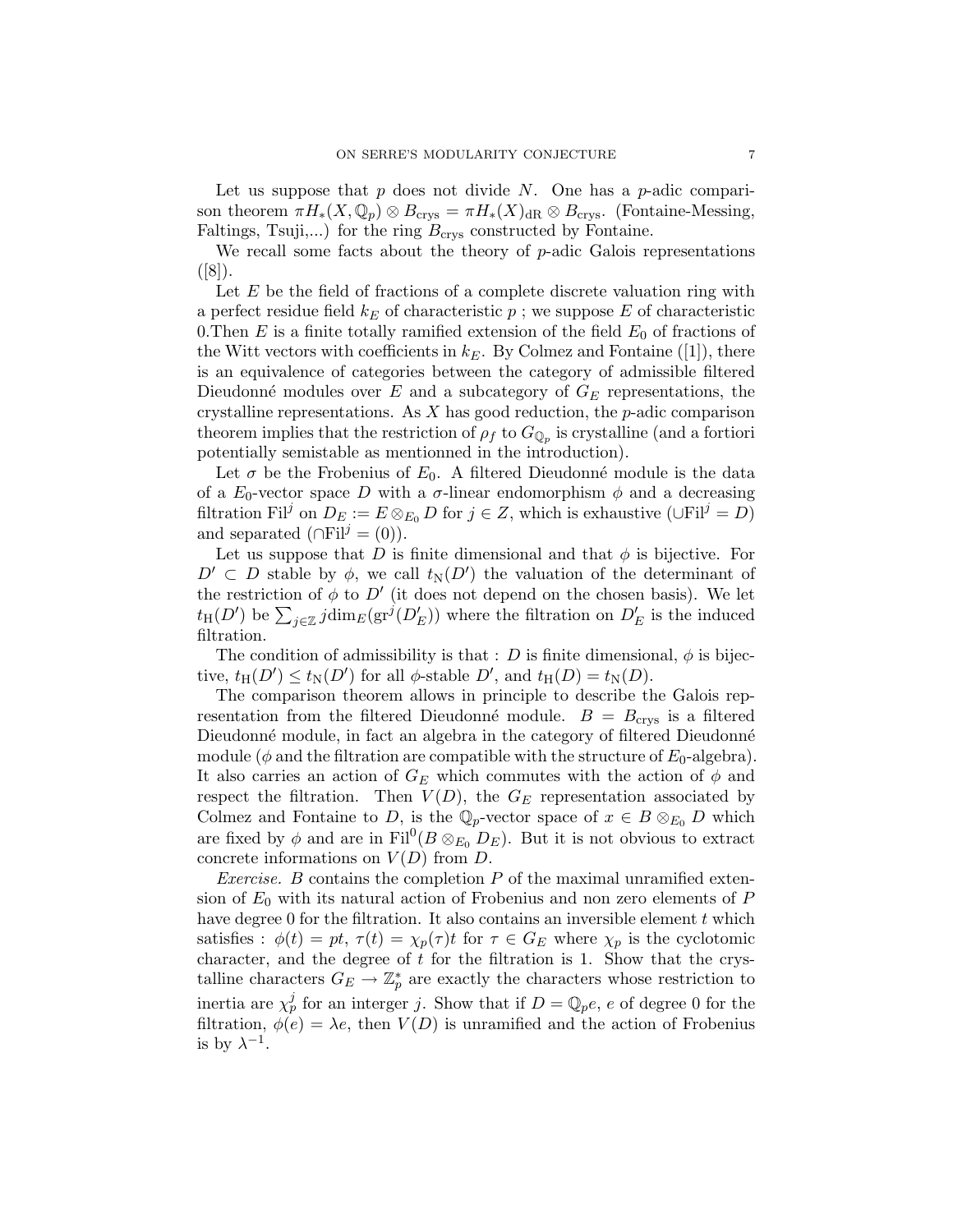Let us suppose that $p$ does not divide $N$. One has a $p$-adic comparison theorem $\pi H_*(X, \mathbb{Q}_p) \otimes B_{\mathrm{crys}} = \pi H_*(X)_{\mathrm{dR}} \otimes B_{\mathrm{crys}}$. (Fontaine-Messing, Faltings, Tsuji,...) for the ring $B_{\mathrm{crys}}$ constructed by Fontaine.

We recall some facts about the theory of $p$-adic Galois representations ([8]).

Let $E$ be the field of fractions of a complete discrete valuation ring with a perfect residue field $k_E$ of characteristic $p$ ; we suppose $E$ of characteristic 0.Then $E$ is a finite totally ramified extension of the field $E_0$ of fractions of the Witt vectors with coefficients in $k_E$. By Colmez and Fontaine ([1]), there is an equivalence of categories between the category of admissible filtered Dieudonné modules over $E$ and a subcategory of $G_E$ representations, the crystalline representations. As $X$ has good reduction, the $p$-adic comparison theorem implies that the restriction of $\rho_f$ to $G_{\mathbb{Q}_p}$ is crystalline (and a fortiori potentially semistable as mentionned in the introduction).

Let $\sigma$ be the Frobenius of $E_0$. A filtered Dieudonné module is the data of a $E_0$-vector space $D$ with a $\sigma$-linear endomorphism $\phi$ and a decreasing filtration $\mathrm{Fil}^j$ on $D_E := E \otimes_{E_0} D$ for $j \in Z$, which is exhaustive ($\cup \mathrm{Fil}^j = D$) and separated ($\cap \mathrm{Fil}^j = (0)$).

Let us suppose that $D$ is finite dimensional and that $\phi$ is bijective. For $D' \subset D$ stable by $\phi$, we call $t_{\mathrm{N}}(D')$ the valuation of the determinant of the restriction of $\phi$ to $D'$ (it does not depend on the chosen basis). We let $t_{\mathrm{H}}(D')$ be $\sum_{j \in \mathbb{Z}} j \dim_E(\mathrm{gr}^j(D'_E))$ where the filtration on $D'_E$ is the induced filtration.

The condition of admissibility is that : $D$ is finite dimensional, $\phi$ is bijective, $t_{\mathrm{H}}(D') \leq t_{\mathrm{N}}(D')$ for all $\phi$-stable $D'$, and $t_{\mathrm{H}}(D) = t_{\mathrm{N}}(D)$.

The comparison theorem allows in principle to describe the Galois representation from the filtered Dieudonné module. $B = B_{\mathrm{crys}}$ is a filtered Dieudonné module, in fact an algebra in the category of filtered Dieudonné module ($\phi$ and the filtration are compatible with the structure of $E_0$-algebra). It also carries an action of $G_E$ which commutes with the action of $\phi$ and respect the filtration. Then $V(D)$, the $G_E$ representation associated by Colmez and Fontaine to $D$, is the $\mathbb{Q}_p$-vector space of $x \in B \otimes_{E_0} D$ which are fixed by $\phi$ and are in $\mathrm{Fil}^0(B \otimes_{E_0} D_E)$. But it is not obvious to extract concrete informations on $V(D)$ from $D$.

*Exercise.* $B$ contains the completion $P$ of the maximal unramified extension of $E_0$ with its natural action of Frobenius and non zero elements of $P$ have degree 0 for the filtration. It also contains an inversible element $t$ which satisfies : $\phi(t) = pt$, $\tau(t) = \chi_p(\tau)t$ for $\tau \in G_E$ where $\chi_p$ is the cyclotomic character, and the degree of $t$ for the filtration is 1. Show that the crystalline characters $G_E \to \mathbb{Z}_p^*$ are exactly the characters whose restriction to inertia are $\chi_p^j$ for an interger $j$. Show that if $D = \mathbb{Q}_p e$, $e$ of degree 0 for the filtration, $\phi(e) = \lambda e$, then $V(D)$ is unramified and the action of Frobenius is by $\lambda^{-1}$.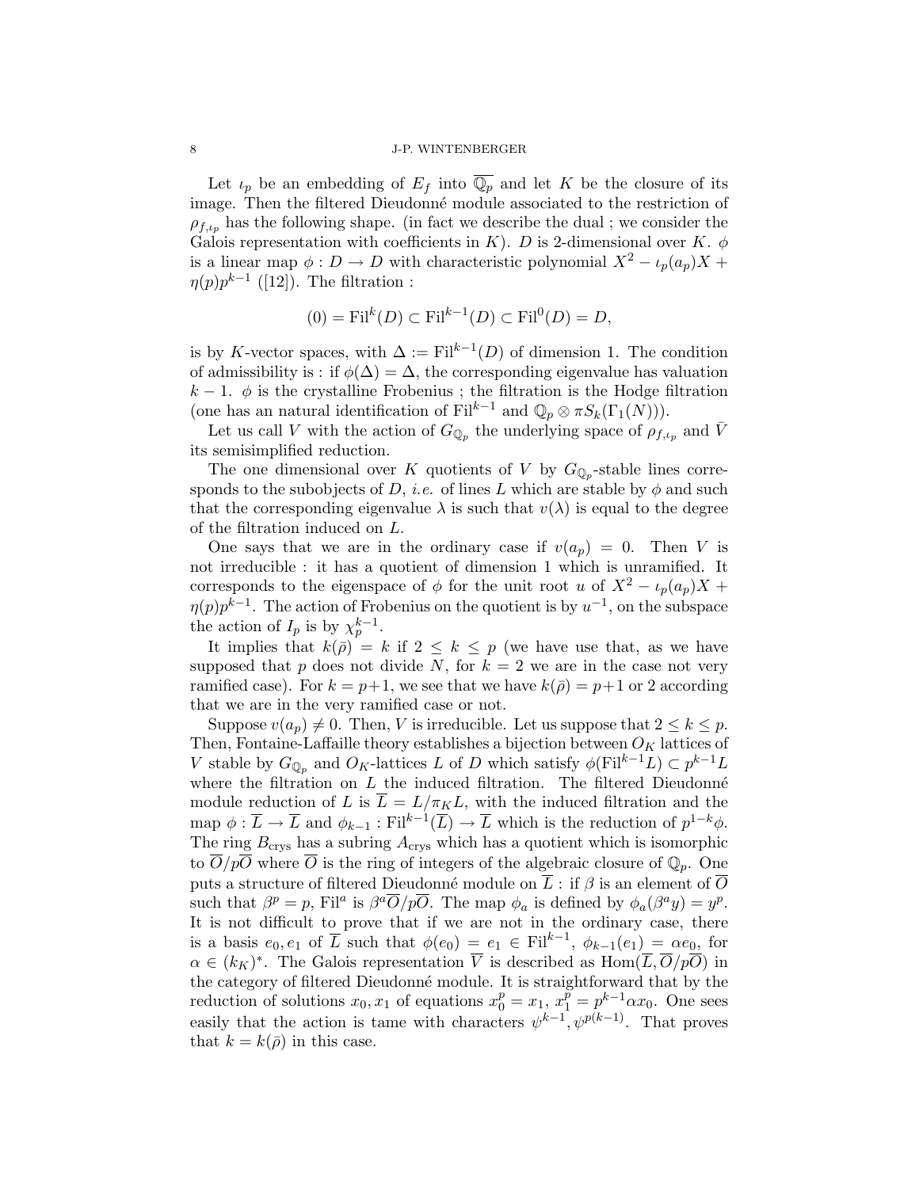Let $\iota_p$ be an embedding of $E_f$ into $\overline{\mathbb{Q}_p}$ and let $K$ be the closure of its image. Then the filtered Dieudonné module associated to the restriction of $\rho_{f,\iota_p}$ has the following shape. (in fact we describe the dual ; we consider the Galois representation with coefficients in $K$). $D$ is 2-dimensional over $K$. $\phi$ is a linear map $\phi : D \to D$ with characteristic polynomial $X^2 - \iota_p(a_p)X + \eta(p)p^{k-1}$ ([12]). The filtration :

$$(0) = \mathrm{Fil}^k(D) \subset \mathrm{Fil}^{k-1}(D) \subset \mathrm{Fil}^0(D) = D,$$

is by $K$-vector spaces, with $\Delta := \mathrm{Fil}^{k-1}(D)$ of dimension 1. The condition of admissibility is : if $\phi(\Delta) = \Delta$, the corresponding eigenvalue has valuation $k-1$. $\phi$ is the crystalline Frobenius ; the filtration is the Hodge filtration (one has an natural identification of $\mathrm{Fil}^{k-1}$ and $\mathbb{Q}_p \otimes \pi S_k(\Gamma_1(N))$).

Let us call $V$ with the action of $G_{\mathbb{Q}_p}$ the underlying space of $\rho_{f,\iota_p}$ and $\bar{V}$ its semisimplified reduction.

The one dimensional over $K$ quotients of $V$ by $G_{\mathbb{Q}_p}$-stable lines corresponds to the subobjects of $D$, *i.e.* of lines $L$ which are stable by $\phi$ and such that the corresponding eigenvalue $\lambda$ is such that $v(\lambda)$ is equal to the degree of the filtration induced on $L$.

One says that we are in the ordinary case if $v(a_p) = 0$. Then $V$ is not irreducible : it has a quotient of dimension 1 which is unramified. It corresponds to the eigenspace of $\phi$ for the unit root $u$ of $X^2 - \iota_p(a_p)X + \eta(p)p^{k-1}$. The action of Frobenius on the quotient is by $u^{-1}$, on the subspace the action of $I_p$ is by $\chi_p^{k-1}$.

It implies that $k(\bar{\rho}) = k$ if $2 \leq k \leq p$ (we have use that, as we have supposed that $p$ does not divide $N$, for $k = 2$ we are in the case not very ramified case). For $k = p+1$, we see that we have $k(\bar{\rho}) = p+1$ or 2 according that we are in the very ramified case or not.

Suppose $v(a_p) \neq 0$. Then, $V$ is irreducible. Let us suppose that $2 \leq k \leq p$. Then, Fontaine-Laffaille theory establishes a bijection between $O_K$ lattices of $V$ stable by $G_{\mathbb{Q}_p}$ and $O_K$-lattices $L$ of $D$ which satisfy $\phi(\mathrm{Fil}^{k-1}L) \subset p^{k-1}L$ where the filtration on $L$ the induced filtration. The filtered Dieudonné module reduction of $L$ is $\overline{L} = L/\pi_K L$, with the induced filtration and the map $\phi : \overline{L} \to \overline{L}$ and $\phi_{k-1} : \mathrm{Fil}^{k-1}(\overline{L}) \to \overline{L}$ which is the reduction of $p^{1-k}\phi$. The ring $B_{\mathrm{crys}}$ has a subring $A_{\mathrm{crys}}$ which has a quotient which is isomorphic to $\overline{O}/p\overline{O}$ where $\overline{O}$ is the ring of integers of the algebraic closure of $\mathbb{Q}_p$. One puts a structure of filtered Dieudonné module on $\overline{L}$ : if $\beta$ is an element of $\overline{O}$ such that $\beta^p = p$, $\mathrm{Fil}^a$ is $\beta^a\overline{O}/p\overline{O}$. The map $\phi_a$ is defined by $\phi_a(\beta^a y) = y^p$. It is not difficult to prove that if we are not in the ordinary case, there is a basis $e_0, e_1$ of $\overline{L}$ such that $\phi(e_0) = e_1 \in \mathrm{Fil}^{k-1}$, $\phi_{k-1}(e_1) = \alpha e_0$, for $\alpha \in (k_K)^*$. The Galois representation $\overline{V}$ is described as $\mathrm{Hom}(\overline{L}, \overline{O}/p\overline{O})$ in the category of filtered Dieudonné module. It is straightforward that by the reduction of solutions $x_0, x_1$ of equations $x_0^p = x_1$, $x_1^p = p^{k-1}\alpha x_0$. One sees easily that the action is tame with characters $\psi^{k-1}, \psi^{p(k-1)}$. That proves that $k = k(\bar{\rho})$ in this case.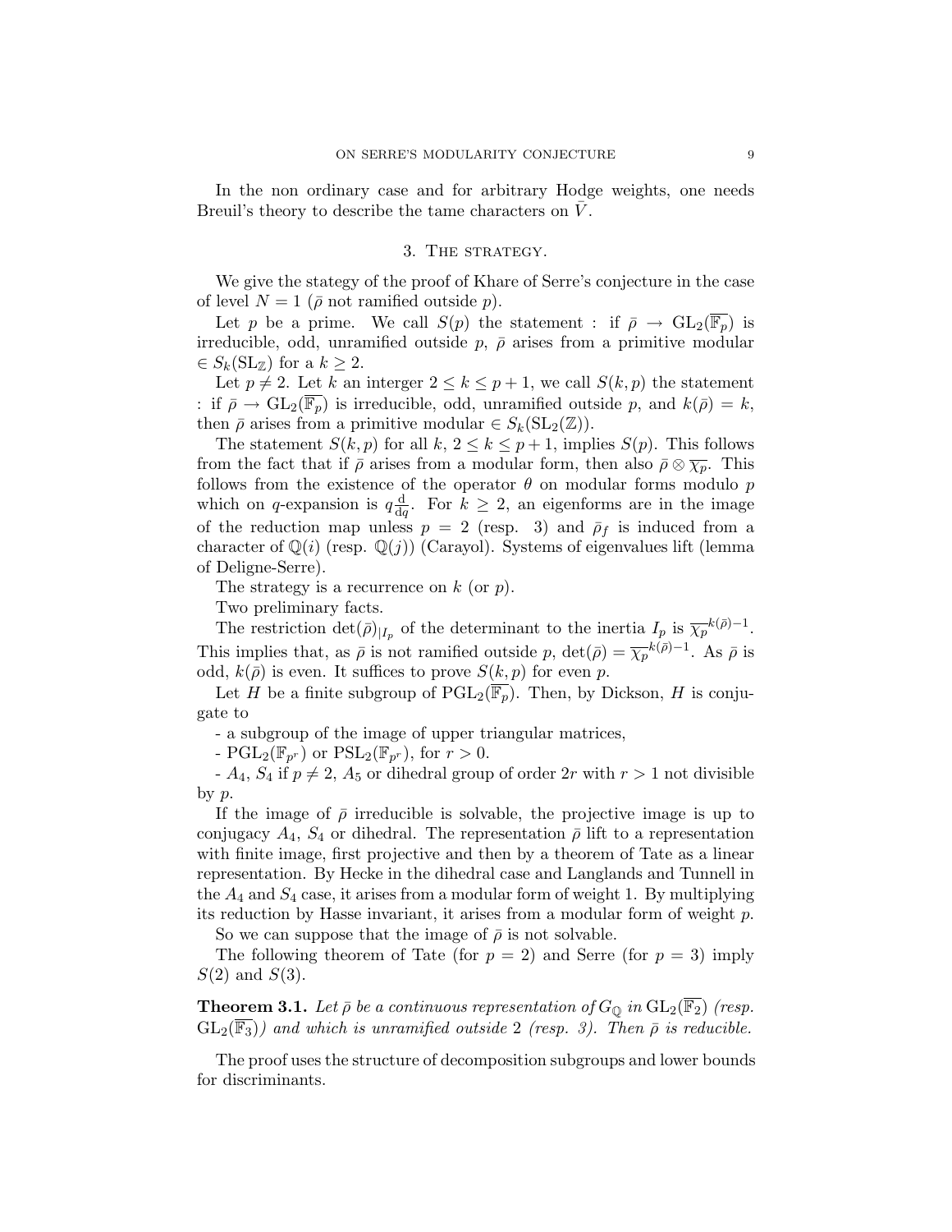In the non ordinary case and for arbitrary Hodge weights, one needs Breuil's theory to describe the tame characters on $\bar{V}$.

## 3. The strategy.

We give the stategy of the proof of Khare of Serre's conjecture in the case of level $N = 1$ ($\bar{\rho}$ not ramified outside $p$).

Let $p$ be a prime. We call $S(p)$ the statement : if $\bar{\rho} \to \mathrm{GL}_2(\overline{\mathbb{F}_p})$ is irreducible, odd, unramified outside $p$, $\bar{\rho}$ arises from a primitive modular $\in S_k(\mathrm{SL}_{\mathbb{Z}})$ for a $k \geq 2$.

Let $p \neq 2$. Let $k$ an interger $2 \leq k \leq p+1$, we call $S(k,p)$ the statement : if $\bar{\rho} \to \mathrm{GL}_2(\overline{\mathbb{F}_p})$ is irreducible, odd, unramified outside $p$, and $k(\bar{\rho}) = k$, then $\bar{\rho}$ arises from a primitive modular $\in S_k(\mathrm{SL}_2(\mathbb{Z}))$.

The statement $S(k,p)$ for all $k$, $2 \leq k \leq p+1$, implies $S(p)$. This follows from the fact that if $\bar{\rho}$ arises from a modular form, then also $\bar{\rho} \otimes \overline{\chi_p}$. This follows from the existence of the operator $\theta$ on modular forms modulo $p$ which on $q$-expansion is $q\frac{\mathrm{d}}{\mathrm{d}q}$. For $k \geq 2$, an eigenforms are in the image of the reduction map unless $p = 2$ (resp. 3) and $\bar{\rho}_f$ is induced from a character of $\mathbb{Q}(i)$ (resp. $\mathbb{Q}(j)$) (Carayol). Systems of eigenvalues lift (lemma of Deligne-Serre).

The strategy is a recurrence on $k$ (or $p$).

Two preliminary facts.

The restriction $\det(\bar{\rho})_{|I_p}$ of the determinant to the inertia $I_p$ is $\overline{\chi_p}^{k(\bar{\rho})-1}$. This implies that, as $\bar{\rho}$ is not ramified outside $p$, $\det(\bar{\rho}) = \overline{\chi_p}^{k(\bar{\rho})-1}$. As $\bar{\rho}$ is odd, $k(\bar{\rho})$ is even. It suffices to prove $S(k,p)$ for even $p$.

Let $H$ be a finite subgroup of $\mathrm{PGL}_2(\overline{\mathbb{F}_p})$. Then, by Dickson, $H$ is conjugate to

- a subgroup of the image of upper triangular matrices,
- $\mathrm{PGL}_2(\mathbb{F}_{p^r})$ or $\mathrm{PSL}_2(\mathbb{F}_{p^r})$, for $r > 0$.
- $A_4$, $S_4$ if $p \neq 2$, $A_5$ or dihedral group of order $2r$ with $r > 1$ not divisible by $p$.

If the image of $\bar{\rho}$ irreducible is solvable, the projective image is up to conjugacy $A_4$, $S_4$ or dihedral. The representation $\bar{\rho}$ lift to a representation with finite image, first projective and then by a theorem of Tate as a linear representation. By Hecke in the dihedral case and Langlands and Tunnell in the $A_4$ and $S_4$ case, it arises from a modular form of weight 1. By multiplying its reduction by Hasse invariant, it arises from a modular form of weight $p$.

So we can suppose that the image of $\bar{\rho}$ is not solvable.

The following theorem of Tate (for $p = 2$) and Serre (for $p = 3$) imply $S(2)$ and $S(3)$.

**Theorem 3.1.** *Let $\bar{\rho}$ be a continuous representation of $G_{\mathbb{Q}}$ in $\mathrm{GL}_2(\overline{\mathbb{F}_2})$ (resp. $\mathrm{GL}_2(\overline{\mathbb{F}_3})$) and which is unramified outside 2 (resp. 3). Then $\bar{\rho}$ is reducible.*

The proof uses the structure of decomposition subgroups and lower bounds for discriminants.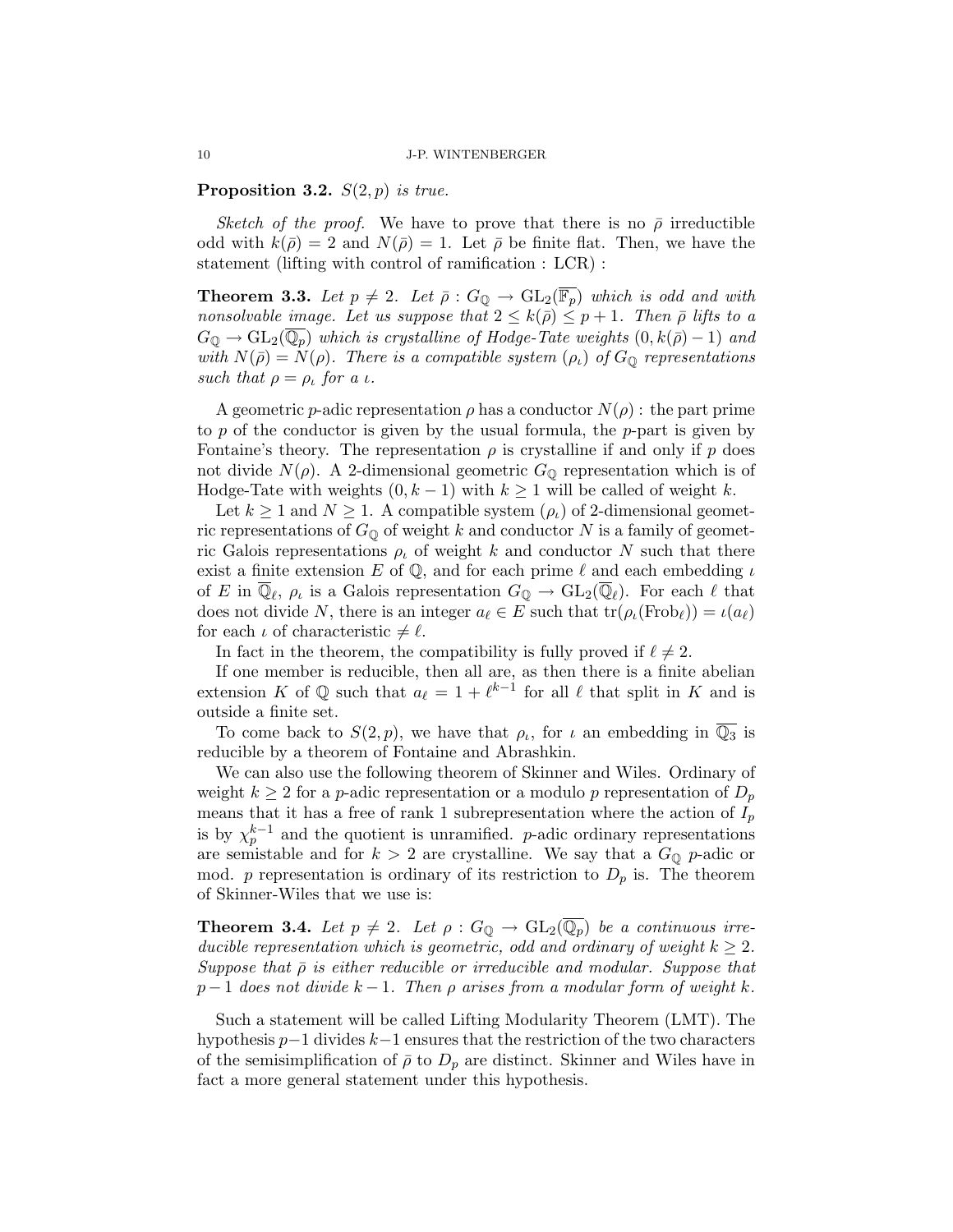**Proposition 3.2.** *$S(2,p)$ is true.*

*Sketch of the proof.* We have to prove that there is no $\bar{\rho}$ irreductible odd with $k(\bar{\rho}) = 2$ and $N(\bar{\rho}) = 1$. Let $\bar{\rho}$ be finite flat. Then, we have the statement (lifting with control of ramification : LCR) :

**Theorem 3.3.** *Let $p \neq 2$. Let $\bar{\rho} : G_{\mathbb{Q}} \to \mathrm{GL}_2(\overline{\mathbb{F}_p})$ which is odd and with nonsolvable image. Let us suppose that $2 \leq k(\bar{\rho}) \leq p+1$. Then $\bar{\rho}$ lifts to a $G_{\mathbb{Q}} \to \mathrm{GL}_2(\overline{\mathbb{Q}_p})$ which is crystalline of Hodge-Tate weights $(0, k(\bar{\rho}) - 1)$ and with $N(\bar{\rho}) = N(\rho)$. There is a compatible system $(\rho_\iota)$ of $G_{\mathbb{Q}}$ representations such that $\rho = \rho_\iota$ for a $\iota$.*

A geometric $p$-adic representation $\rho$ has a conductor $N(\rho)$ : the part prime to $p$ of the conductor is given by the usual formula, the $p$-part is given by Fontaine's theory. The representation $\rho$ is crystalline if and only if $p$ does not divide $N(\rho)$. A 2-dimensional geometric $G_{\mathbb{Q}}$ representation which is of Hodge-Tate with weights $(0, k-1)$ with $k \geq 1$ will be called of weight $k$.

Let $k \geq 1$ and $N \geq 1$. A compatible system $(\rho_\iota)$ of 2-dimensional geometric representations of $G_{\mathbb{Q}}$ of weight $k$ and conductor $N$ is a family of geometric Galois representations $\rho_\iota$ of weight $k$ and conductor $N$ such that there exist a finite extension $E$ of $\mathbb{Q}$, and for each prime $\ell$ and each embedding $\iota$ of $E$ in $\overline{\mathbb{Q}}_\ell$, $\rho_\iota$ is a Galois representation $G_{\mathbb{Q}} \to \mathrm{GL}_2(\overline{\mathbb{Q}}_\ell)$. For each $\ell$ that does not divide $N$, there is an integer $a_\ell \in E$ such that $\mathrm{tr}(\rho_\iota(\mathrm{Frob}_\ell)) = \iota(a_\ell)$ for each $\iota$ of characteristic $\neq \ell$.

In fact in the theorem, the compatibility is fully proved if $\ell \neq 2$.

If one member is reducible, then all are, as then there is a finite abelian extension $K$ of $\mathbb{Q}$ such that $a_\ell = 1 + \ell^{k-1}$ for all $\ell$ that split in $K$ and is outside a finite set.

To come back to $S(2,p)$, we have that $\rho_\iota$, for $\iota$ an embedding in $\overline{\mathbb{Q}_3}$ is reducible by a theorem of Fontaine and Abrashkin.

We can also use the following theorem of Skinner and Wiles. Ordinary of weight $k \geq 2$ for a $p$-adic representation or a modulo $p$ representation of $D_p$ means that it has a free of rank 1 subrepresentation where the action of $I_p$ is by $\chi_p^{k-1}$ and the quotient is unramified. $p$-adic ordinary representations are semistable and for $k > 2$ are crystalline. We say that a $G_{\mathbb{Q}}$ $p$-adic or mod. $p$ representation is ordinary of its restriction to $D_p$ is. The theorem of Skinner-Wiles that we use is:

**Theorem 3.4.** *Let $p \neq 2$. Let $\rho : G_{\mathbb{Q}} \to \mathrm{GL}_2(\overline{\mathbb{Q}_p})$ be a continuous irreducible representation which is geometric, odd and ordinary of weight $k \geq 2$. Suppose that $\bar{\rho}$ is either reducible or irreducible and modular. Suppose that $p-1$ does not divide $k-1$. Then $\rho$ arises from a modular form of weight $k$.*

Such a statement will be called Lifting Modularity Theorem (LMT). The hypothesis $p-1$ divides $k-1$ ensures that the restriction of the two characters of the semisimplification of $\bar{\rho}$ to $D_p$ are distinct. Skinner and Wiles have in fact a more general statement under this hypothesis.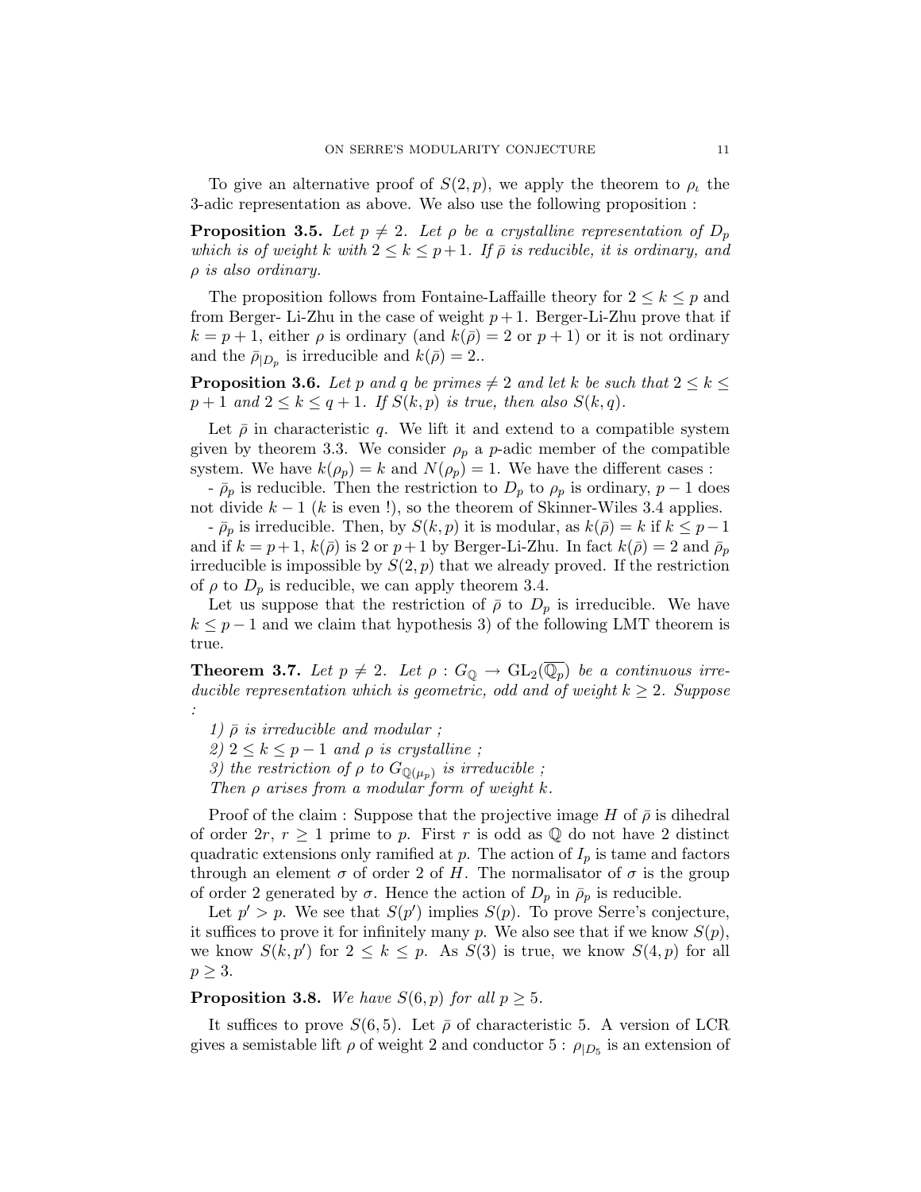To give an alternative proof of $S(2,p)$, we apply the theorem to $\rho_\iota$ the 3-adic representation as above. We also use the following proposition :

**Proposition 3.5.** *Let $p \neq 2$. Let $\rho$ be a crystalline representation of $D_p$ which is of weight $k$ with $2 \leq k \leq p+1$. If $\bar{\rho}$ is reducible, it is ordinary, and $\rho$ is also ordinary.*

The proposition follows from Fontaine-Laffaille theory for $2 \leq k \leq p$ and from Berger- Li-Zhu in the case of weight $p+1$. Berger-Li-Zhu prove that if $k = p+1$, either $\rho$ is ordinary (and $k(\bar{\rho}) = 2$ or $p+1$) or it is not ordinary and the $\bar{\rho}_{|D_p}$ is irreducible and $k(\bar{\rho}) = 2$..

**Proposition 3.6.** *Let $p$ and $q$ be primes $\neq 2$ and let $k$ be such that $2 \leq k \leq p+1$ and $2 \leq k \leq q+1$. If $S(k,p)$ is true, then also $S(k,q)$.*

Let $\bar{\rho}$ in characteristic $q$. We lift it and extend to a compatible system given by theorem 3.3. We consider $\rho_p$ a $p$-adic member of the compatible system. We have $k(\rho_p) = k$ and $N(\rho_p) = 1$. We have the different cases :

- $\bar{\rho}_p$ is reducible. Then the restriction to $D_p$ to $\rho_p$ is ordinary, $p-1$ does not divide $k-1$ ($k$ is even !), so the theorem of Skinner-Wiles 3.4 applies.

- $\bar{\rho}_p$ is irreducible. Then, by $S(k,p)$ it is modular, as $k(\bar{\rho}) = k$ if $k \leq p-1$ and if $k = p+1$, $k(\bar{\rho})$ is 2 or $p+1$ by Berger-Li-Zhu. In fact $k(\bar{\rho}) = 2$ and $\bar{\rho}_p$ irreducible is impossible by $S(2,p)$ that we already proved. If the restriction of $\rho$ to $D_p$ is reducible, we can apply theorem 3.4.

Let us suppose that the restriction of $\bar{\rho}$ to $D_p$ is irreducible. We have $k \leq p-1$ and we claim that hypothesis 3) of the following LMT theorem is true.

**Theorem 3.7.** *Let $p \neq 2$. Let $\rho : G_{\mathbb{Q}} \to \mathrm{GL}_2(\overline{\mathbb{Q}_p})$ be a continuous irreducible representation which is geometric, odd and of weight $k \geq 2$. Suppose :*

*1) $\bar{\rho}$ is irreducible and modular ;*

*2) $2 \leq k \leq p-1$ and $\rho$ is crystalline ;*

*3) the restriction of $\rho$ to $G_{\mathbb{Q}(\mu_p)}$ is irreducible ;*

*Then $\rho$ arises from a modular form of weight $k$.*

Proof of the claim : Suppose that the projective image $H$ of $\bar{\rho}$ is dihedral of order $2r$, $r \geq 1$ prime to $p$. First $r$ is odd as $\mathbb{Q}$ do not have 2 distinct quadratic extensions only ramified at $p$. The action of $I_p$ is tame and factors through an element $\sigma$ of order 2 of $H$. The normalisator of $\sigma$ is the group of order 2 generated by $\sigma$. Hence the action of $D_p$ in $\bar{\rho}_p$ is reducible.

Let $p' > p$. We see that $S(p')$ implies $S(p)$. To prove Serre's conjecture, it suffices to prove it for infinitely many $p$. We also see that if we know $S(p)$, we know $S(k,p')$ for $2 \leq k \leq p$. As $S(3)$ is true, we know $S(4,p)$ for all $p \geq 3$.

**Proposition 3.8.** *We have $S(6,p)$ for all $p \geq 5$.*

It suffices to prove $S(6,5)$. Let $\bar{\rho}$ of characteristic 5. A version of LCR gives a semistable lift $\rho$ of weight 2 and conductor 5 : $\rho_{|D_5}$ is an extension of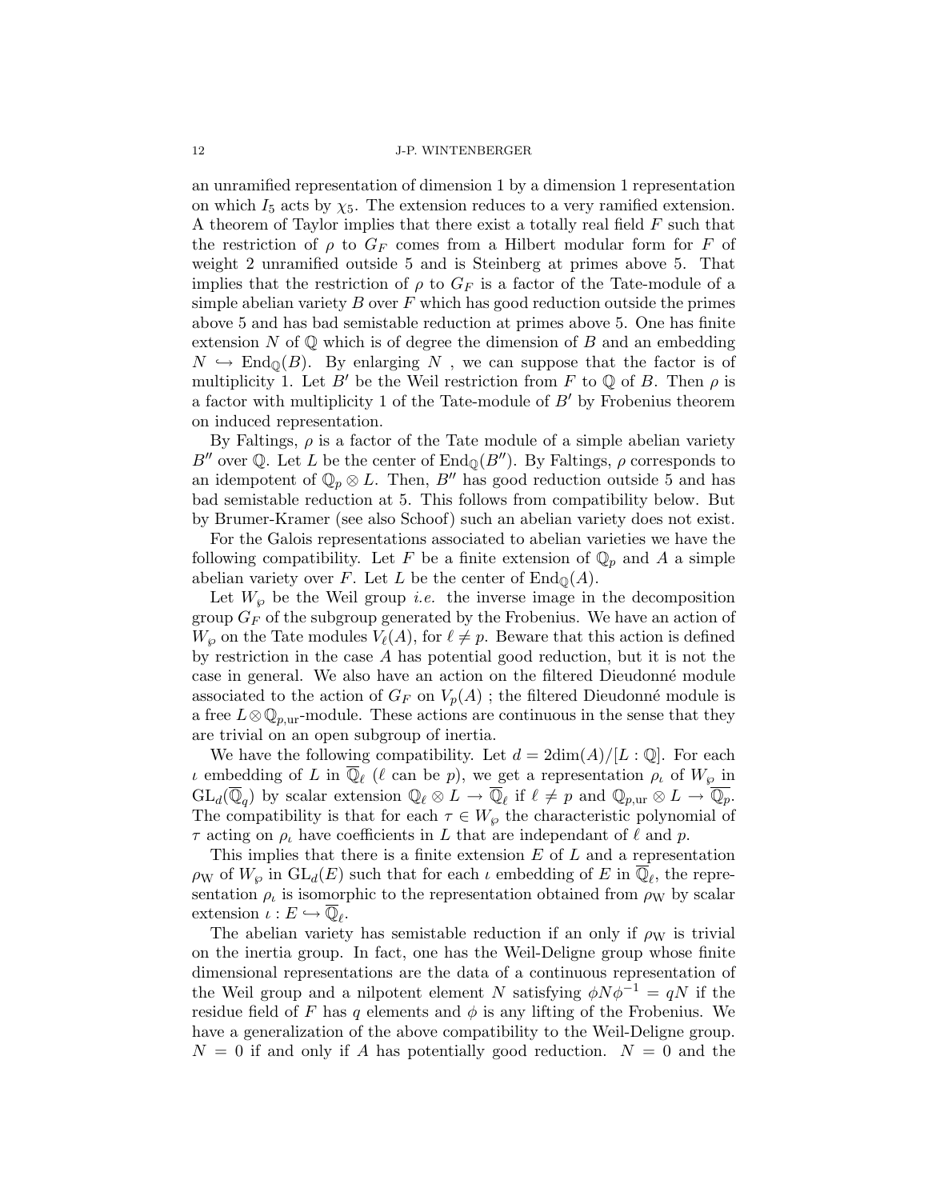an unramified representation of dimension 1 by a dimension 1 representation on which $I_5$ acts by $\chi_5$. The extension reduces to a very ramified extension. A theorem of Taylor implies that there exist a totally real field $F$ such that the restriction of $\rho$ to $G_F$ comes from a Hilbert modular form for $F$ of weight 2 unramified outside 5 and is Steinberg at primes above 5. That implies that the restriction of $\rho$ to $G_F$ is a factor of the Tate-module of a simple abelian variety $B$ over $F$ which has good reduction outside the primes above 5 and has bad semistable reduction at primes above 5. One has finite extension $N$ of $\mathbb{Q}$ which is of degree the dimension of $B$ and an embedding $N \hookrightarrow \mathrm{End}_{\mathbb{Q}}(B)$. By enlarging $N$ , we can suppose that the factor is of multiplicity 1. Let $B'$ be the Weil restriction from $F$ to $\mathbb{Q}$ of $B$. Then $\rho$ is a factor with multiplicity 1 of the Tate-module of $B'$ by Frobenius theorem on induced representation.

By Faltings, $\rho$ is a factor of the Tate module of a simple abelian variety $B''$ over $\mathbb{Q}$. Let $L$ be the center of $\mathrm{End}_{\mathbb{Q}}(B'')$. By Faltings, $\rho$ corresponds to an idempotent of $\mathbb{Q}_p \otimes L$. Then, $B''$ has good reduction outside 5 and has bad semistable reduction at 5. This follows from compatibility below. But by Brumer-Kramer (see also Schoof) such an abelian variety does not exist.

For the Galois representations associated to abelian varieties we have the following compatibility. Let $F$ be a finite extension of $\mathbb{Q}_p$ and $A$ a simple abelian variety over $F$. Let $L$ be the center of $\mathrm{End}_{\mathbb{Q}}(A)$.

Let $W_\wp$ be the Weil group *i.e.* the inverse image in the decomposition group $G_F$ of the subgroup generated by the Frobenius. We have an action of $W_\wp$ on the Tate modules $V_\ell(A)$, for $\ell \neq p$. Beware that this action is defined by restriction in the case $A$ has potential good reduction, but it is not the case in general. We also have an action on the filtered Dieudonné module associated to the action of $G_F$ on $V_p(A)$ ; the filtered Dieudonné module is a free $L \otimes \mathbb{Q}_{p,\mathrm{ur}}$-module. These actions are continuous in the sense that they are trivial on an open subgroup of inertia.

We have the following compatibility. Let $d = 2\dim(A)/[L : \mathbb{Q}]$. For each $\iota$ embedding of $L$ in $\overline{\mathbb{Q}}_\ell$ ($\ell$ can be $p$), we get a representation $\rho_\iota$ of $W_\wp$ in $\mathrm{GL}_d(\overline{\mathbb{Q}}_q)$ by scalar extension $\mathbb{Q}_\ell \otimes L \to \overline{\mathbb{Q}}_\ell$ if $\ell \neq p$ and $\mathbb{Q}_{p,\mathrm{ur}} \otimes L \to \overline{\mathbb{Q}_p}$. The compatibility is that for each $\tau \in W_\wp$ the characteristic polynomial of $\tau$ acting on $\rho_\iota$ have coefficients in $L$ that are independant of $\ell$ and $p$.

This implies that there is a finite extension $E$ of $L$ and a representation $\rho_{\mathrm{W}}$ of $W_\wp$ in $\mathrm{GL}_d(E)$ such that for each $\iota$ embedding of $E$ in $\overline{\mathbb{Q}}_\ell$, the representation $\rho_\iota$ is isomorphic to the representation obtained from $\rho_{\mathrm{W}}$ by scalar extension $\iota : E \hookrightarrow \overline{\mathbb{Q}}_\ell$.

The abelian variety has semistable reduction if an only if $\rho_{\mathrm{W}}$ is trivial on the inertia group. In fact, one has the Weil-Deligne group whose finite dimensional representations are the data of a continuous representation of the Weil group and a nilpotent element $N$ satisfying $\phi N \phi^{-1} = qN$ if the residue field of $F$ has $q$ elements and $\phi$ is any lifting of the Frobenius. We have a generalization of the above compatibility to the Weil-Deligne group. $N = 0$ if and only if $A$ has potentially good reduction. $N = 0$ and the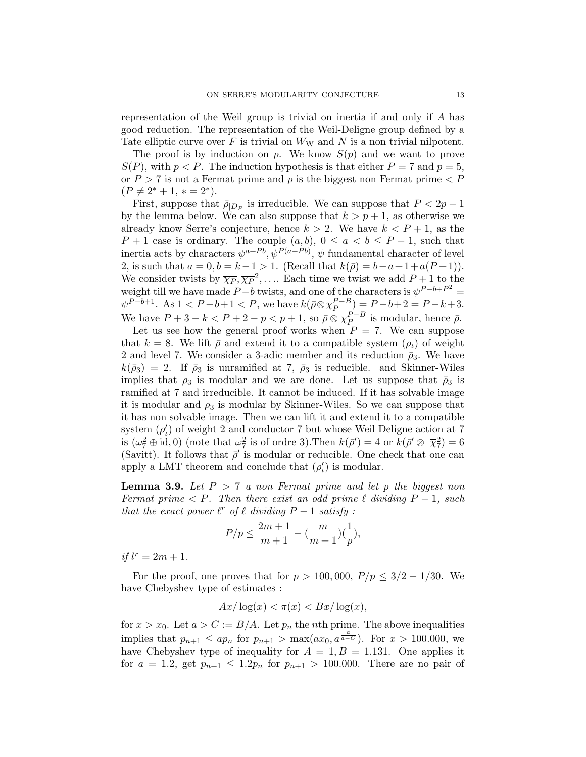representation of the Weil group is trivial on inertia if and only if $A$ has good reduction. The representation of the Weil-Deligne group defined by a Tate elliptic curve over $F$ is trivial on $W_{\rm W}$ and $N$ is a non trivial nilpotent.

The proof is by induction on $p$. We know $S(p)$ and we want to prove $S(P)$, with $p < P$. The induction hypothesis is that either $P = 7$ and $p = 5$, or $P > 7$ is not a Fermat prime and $p$ is the biggest non Fermat prime $< P$ $(P \neq 2^* + 1, * = 2^*)$.

First, suppose that $\bar\rho_{|D_P}$ is irreducible. We can suppose that $P < 2p - 1$ by the lemma below. We can also suppose that $k > p + 1$, as otherwise we already know Serre's conjecture, hence $k > 2$. We have $k < P + 1$, as the $P + 1$ case is ordinary. The couple $(a, b)$, $0 \leq a < b \leq P - 1$, such that inertia acts by characters $\psi^{a+Pb}, \psi^{P(a+Pb)}$, $\psi$ fundamental character of level 2, is such that $a = 0, b = k - 1 > 1$. (Recall that $k(\bar\rho) = b - a + 1 + a(P + 1)$). We consider twists by $\overline{\chi_P}, \overline{\chi_P}^2, \ldots$. Each time we twist we add $P + 1$ to the weight till we have made $P - b$ twists, and one of the characters is $\psi^{P-b+P^2} = \psi^{P-b+1}$. As $1 < P - b + 1 < P$, we have $k(\bar\rho \otimes \chi_P^{P-B}) = P - b + 2 = P - k + 3$. We have $P + 3 - k < P + 2 - p < p + 1$, so $\bar\rho \otimes \chi_P^{P-B}$ is modular, hence $\bar\rho$.

Let us see how the general proof works when $P = 7$. We can suppose that $k = 8$. We lift $\bar\rho$ and extend it to a compatible system $(\rho_\iota)$ of weight 2 and level 7. We consider a 3-adic member and its reduction $\bar\rho_3$. We have $k(\bar\rho_3) = 2$. If $\bar\rho_3$ is unramified at 7, $\bar\rho_3$ is reducible. and Skinner-Wiles implies that $\rho_3$ is modular and we are done. Let us suppose that $\bar\rho_3$ is ramified at 7 and irreducible. It cannot be induced. If it has solvable image it is modular and $\rho_3$ is modular by Skinner-Wiles. So we can suppose that it has non solvable image. Then we can lift it and extend it to a compatible system $(\rho'_\iota)$ of weight 2 and conductor 7 but whose Weil Deligne action at 7 is $(\omega_7^2 \oplus {\rm id}, 0)$ (note that $\omega_7^2$ is of ordre 3).Then $k(\bar\rho') = 4$ or $k(\bar\rho' \otimes \overline{\chi}_7^2) = 6$ (Savitt). It follows that $\bar\rho'$ is modular or reducible. One check that one can apply a LMT theorem and conclude that $(\rho'_\iota)$ is modular.

**Lemma 3.9.** *Let $P > 7$ a non Fermat prime and let $p$ the biggest non Fermat prime $< P$. Then there exist an odd prime $\ell$ dividing $P - 1$, such that the exact power $\ell^r$ of $\ell$ dividing $P - 1$ satisfy :*

$$P/p \leq \frac{2m+1}{m+1} - (\frac{m}{m+1})(\frac{1}{p}),$$

*if $l^r = 2m + 1$.*

For the proof, one proves that for $p > 100,000$, $P/p \leq 3/2 - 1/30$. We have Chebyshev type of estimates :

$$Ax/\log(x) < \pi(x) < Bx/\log(x),$$

for $x > x_0$. Let $a > C := B/A$. Let $p_n$ the $n$th prime. The above inequalities implies that $p_{n+1} \leq ap_n$ for $p_{n+1} > \max(ax_0, a^{\frac{a}{a-C}})$. For $x > 100.000$, we have Chebyshev type of inequality for $A = 1, B = 1.131$. One applies it for $a = 1.2$, get $p_{n+1} \leq 1.2p_n$ for $p_{n+1} > 100.000$. There are no pair of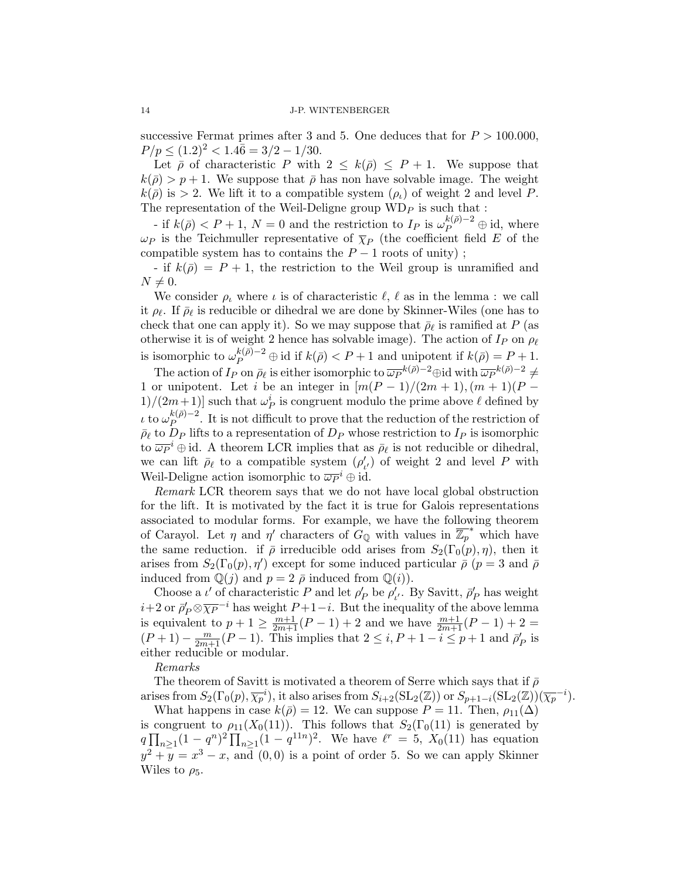successive Fermat primes after 3 and 5. One deduces that for $P > 100.000$, $P/p \leq (1.2)^2 < 1.4\bar{6} = 3/2 - 1/30$.

Let $\bar{\rho}$ of characteristic $P$ with $2 \leq k(\bar{\rho}) \leq P+1$. We suppose that $k(\bar{\rho}) > p+1$. We suppose that $\bar{\rho}$ has non have solvable image. The weight $k(\bar{\rho})$ is $> 2$. We lift it to a compatible system $(\rho_\iota)$ of weight 2 and level $P$. The representation of the Weil-Deligne group $\mathrm{WD}_P$ is such that :

- if $k(\bar{\rho}) < P+1$, $N = 0$ and the restriction to $I_P$ is $\omega_P^{k(\bar{\rho})-2} \oplus \mathrm{id}$, where $\omega_P$ is the Teichmuller representative of $\overline{\chi}_P$ (the coefficient field $E$ of the compatible system has to contains the $P-1$ roots of unity) ;

- if $k(\bar{\rho}) = P+1$, the restriction to the Weil group is unramified and $N \neq 0$.

We consider $\rho_\iota$ where $\iota$ is of characteristic $\ell$, $\ell$ as in the lemma : we call it $\rho_\ell$. If $\bar{\rho}_\ell$ is reducible or dihedral we are done by Skinner-Wiles (one has to check that one can apply it). So we may suppose that $\bar{\rho}_\ell$ is ramified at $P$ (as otherwise it is of weight 2 hence has solvable image). The action of $I_P$ on $\rho_\ell$ is isomorphic to $\omega_P^{k(\bar{\rho})-2} \oplus \mathrm{id}$ if $k(\bar{\rho}) < P+1$ and unipotent if $k(\bar{\rho}) = P+1$.

The action of $I_P$ on $\bar{\rho}_\ell$ is either isomorphic to $\overline{\omega_P}^{k(\bar{\rho})-2} \oplus \mathrm{id}$ with $\overline{\omega_P}^{k(\bar{\rho})-2} \neq 1$ or unipotent. Let $i$ be an integer in $[m(P-1)/(2m+1), (m+1)(P-1)/(2m+1)]$ such that $\omega_P^i$ is congruent modulo the prime above $\ell$ defined by $\iota$ to $\omega_P^{k(\bar{\rho})-2}$. It is not difficult to prove that the reduction of the restriction of $\bar{\rho}_\ell$ to $D_P$ lifts to a representation of $D_P$ whose restriction to $I_P$ is isomorphic to $\overline{\omega_P}^i \oplus \mathrm{id}$. A theorem LCR implies that as $\bar{\rho}_\ell$ is not reducible or dihedral, we can lift $\bar{\rho}_\ell$ to a compatible system $(\rho'_{\iota'})$ of weight 2 and level $P$ with Weil-Deligne action isomorphic to $\overline{\omega_P}^i \oplus \mathrm{id}$.

*Remark* LCR theorem says that we do not have local global obstruction for the lift. It is motivated by the fact it is true for Galois representations associated to modular forms. For example, we have the following theorem of Carayol. Let $\eta$ and $\eta'$ characters of $G_{\mathbb{Q}}$ with values in $\overline{\mathbb{Z}_p}^*$ which have the same reduction. if $\bar{\rho}$ irreducible odd arises from $S_2(\Gamma_0(p), \eta)$, then it arises from $S_2(\Gamma_0(p), \eta')$ except for some induced particular $\bar{\rho}$ ($p = 3$ and $\bar{\rho}$ induced from $\mathbb{Q}(j)$ and $p = 2$ $\bar{\rho}$ induced from $\mathbb{Q}(i)$).

Choose a $\iota'$ of characteristic $P$ and let $\rho'_P$ be $\rho'_{\iota'}$. By Savitt, $\bar{\rho}'_P$ has weight $i+2$ or $\bar{\rho}'_P \otimes \overline{\chi_P}^{-i}$ has weight $P+1-i$. But the inequality of the above lemma is equivalent to $p+1 \geq \frac{m+1}{2m+1}(P-1)+2$ and we have $\frac{m+1}{2m+1}(P-1)+2 = (P+1) - \frac{m}{2m+1}(P-1)$. This implies that $2 \leq i, P+1-i \leq p+1$ and $\bar{\rho}'_P$ is either reducible or modular.

*Remarks*

The theorem of Savitt is motivated a theorem of Serre which says that if $\bar{\rho}$ arises from $S_2(\Gamma_0(p), \overline{\chi_p}^i)$, it also arises from $S_{i+2}(\mathrm{SL}_2(\mathbb{Z}))$ or $S_{p+1-i}(\mathrm{SL}_2(\mathbb{Z}))(\overline{\chi_p}^{-i})$.

What happens in case $k(\bar{\rho}) = 12$. We can suppose $P = 11$. Then, $\rho_{11}(\Delta)$ is congruent to $\rho_{11}(X_0(11))$. This follows that $S_2(\Gamma_0(11)$ is generated by $q\prod_{n\geq 1}(1-q^n)^2\prod_{n\geq 1}(1-q^{11n})^2$. We have $\ell^r = 5$, $X_0(11)$ has equation $y^2 + y = x^3 - x$, and $(0,0)$ is a point of order 5. So we can apply Skinner Wiles to $\rho_5$.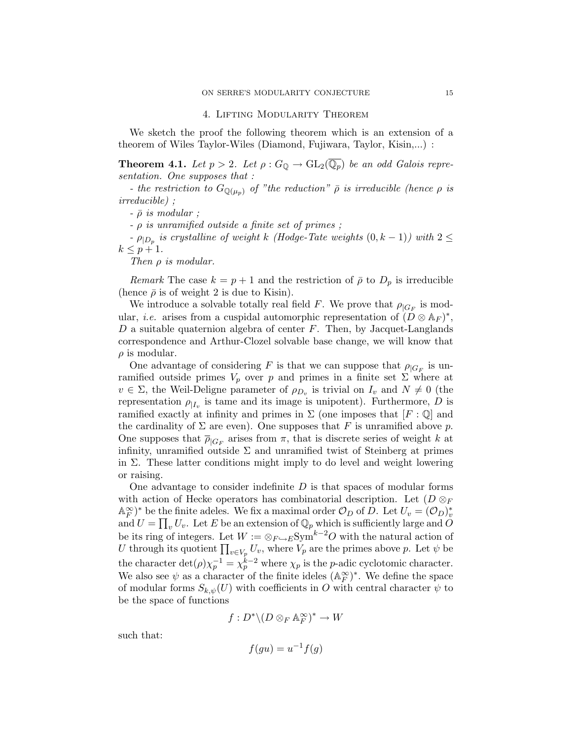## 4. Lifting Modularity Theorem

We sketch the proof the following theorem which is an extension of a theorem of Wiles Taylor-Wiles (Diamond, Fujiwara, Taylor, Kisin,...) :

**Theorem 4.1.** *Let $p > 2$. Let $\rho : G_{\mathbb{Q}} \to \mathrm{GL}_2(\overline{\mathbb{Q}_p})$ be an odd Galois representation. One supposes that :*

*- the restriction to $G_{\mathbb{Q}(\mu_p)}$ of "the reduction" $\bar{\rho}$ is irreducible (hence $\rho$ is irreducible) ;*

*- $\bar{\rho}$ is modular ;*

*- $\rho$ is unramified outside a finite set of primes ;*

*- $\rho_{|D_p}$ is crystalline of weight $k$ (Hodge-Tate weights $(0, k-1)$) with $2 \leq k \leq p+1$.*

*Then $\rho$ is modular.*

*Remark* The case $k = p+1$ and the restriction of $\bar{\rho}$ to $D_p$ is irreducible (hence $\bar{\rho}$ is of weight 2 is due to Kisin).

We introduce a solvable totally real field $F$. We prove that $\rho_{|G_F}$ is modular, *i.e.* arises from a cuspidal automorphic representation of $(D \otimes \mathbb{A}_F)^*$, $D$ a suitable quaternion algebra of center $F$. Then, by Jacquet-Langlands correspondence and Arthur-Clozel solvable base change, we will know that $\rho$ is modular.

One advantage of considering $F$ is that we can suppose that $\rho_{|G_F}$ is unramified outside primes $V_p$ over $p$ and primes in a finite set $\Sigma$ where at $v \in \Sigma$, the Weil-Deligne parameter of $\rho_{D_v}$ is trivial on $I_v$ and $N \neq 0$ (the representation $\rho_{|I_v}$ is tame and its image is unipotent). Furthermore, $D$ is ramified exactly at infinity and primes in $\Sigma$ (one imposes that $[F : \mathbb{Q}]$ and the cardinality of $\Sigma$ are even). One supposes that $F$ is unramified above $p$. One supposes that $\overline{\rho}_{|G_F}$ arises from $\pi$, that is discrete series of weight $k$ at infinity, unramified outside $\Sigma$ and unramified twist of Steinberg at primes in $\Sigma$. These latter conditions might imply to do level and weight lowering or raising.

One advantage to consider indefinite $D$ is that spaces of modular forms with action of Hecke operators has combinatorial description. Let $(D \otimes_F \mathbb{A}_F^{\infty})^*$ be the finite adeles. We fix a maximal order $\mathcal{O}_D$ of $D$. Let $U_v = (\mathcal{O}_D)_v^*$ and $U = \prod_v U_v$. Let $E$ be an extension of $\mathbb{Q}_p$ which is sufficiently large and $O$ be its ring of integers. Let $W := \otimes_{F \hookrightarrow E} \mathrm{Sym}^{k-2} O$ with the natural action of $U$ through its quotient $\prod_{v \in V_p} U_v$, where $V_p$ are the primes above $p$. Let $\psi$ be the character $\det(\rho)\chi_p^{-1} = \chi_p^{k-2}$ where $\chi_p$ is the $p$-adic cyclotomic character. We also see $\psi$ as a character of the finite ideles $(\mathbb{A}_F^{\infty})^*$. We define the space of modular forms $S_{k,\psi}(U)$ with coefficients in $O$ with central character $\psi$ to be the space of functions

$$f : D^* \backslash (D \otimes_F \mathbb{A}_F^{\infty})^* \to W$$

such that:

$$f(gu) = u^{-1} f(g)$$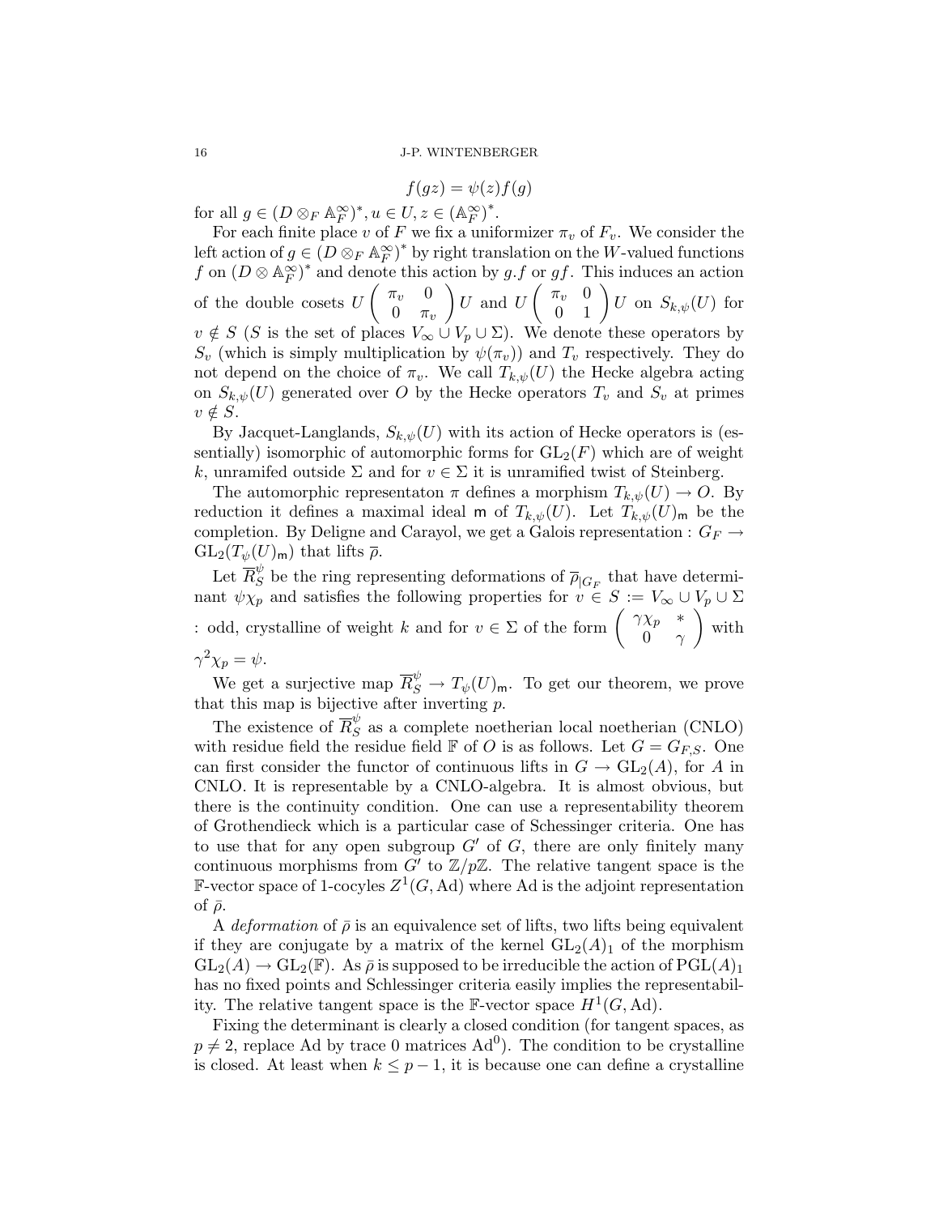$$f(gz) = \psi(z)f(g)$$

for all $g \in (D \otimes_F \mathbb{A}_F^\infty)^*, u \in U, z \in (\mathbb{A}_F^\infty)^*$.

For each finite place $v$ of $F$ we fix a uniformizer $\pi_v$ of $F_v$. We consider the left action of $g \in (D \otimes_F \mathbb{A}_F^\infty)^*$ by right translation on the $W$-valued functions $f$ on $(D \otimes \mathbb{A}_F^\infty)^*$ and denote this action by $g.f$ or $gf$. This induces an action of the double cosets $U \begin{pmatrix} \pi_v & 0 \\ 0 & \pi_v \end{pmatrix} U$ and $U \begin{pmatrix} \pi_v & 0 \\ 0 & 1 \end{pmatrix} U$ on $S_{k,\psi}(U)$ for $v \notin S$ ($S$ is the set of places $V_\infty \cup V_p \cup \Sigma$). We denote these operators by $S_v$ (which is simply multiplication by $\psi(\pi_v)$) and $T_v$ respectively. They do not depend on the choice of $\pi_v$. We call $T_{k,\psi}(U)$ the Hecke algebra acting on $S_{k,\psi}(U)$ generated over $O$ by the Hecke operators $T_v$ and $S_v$ at primes $v \notin S$.

By Jacquet-Langlands, $S_{k,\psi}(U)$ with its action of Hecke operators is (essentially) isomorphic of automorphic forms for $\mathrm{GL}_2(F)$ which are of weight $k$, unramifed outside $\Sigma$ and for $v \in \Sigma$ it is unramified twist of Steinberg.

The automorphic representaton $\pi$ defines a morphism $T_{k,\psi}(U) \to O$. By reduction it defines a maximal ideal $\mathsf{m}$ of $T_{k,\psi}(U)$. Let $T_{k,\psi}(U)_\mathsf{m}$ be the completion. By Deligne and Carayol, we get a Galois representation : $G_F \to \mathrm{GL}_2(T_\psi(U)_\mathsf{m})$ that lifts $\overline{\rho}$.

Let $\overline{R}_S^\psi$ be the ring representing deformations of $\overline{\rho}_{|G_F}$ that have determinant $\psi\chi_p$ and satisfies the following properties for $v \in S := V_\infty \cup V_p \cup \Sigma$ : odd, crystalline of weight $k$ and for $v \in \Sigma$ of the form $\begin{pmatrix} \gamma\chi_p & * \\ 0 & \gamma \end{pmatrix}$ with $\gamma^2\chi_p = \psi$.

We get a surjective map $\overline{R}_S^\psi \to T_\psi(U)_\mathsf{m}$. To get our theorem, we prove that this map is bijective after inverting $p$.

The existence of $\overline{R}_S^\psi$ as a complete noetherian local noetherian (CNLO) with residue field the residue field $\mathbb{F}$ of $O$ is as follows. Let $G = G_{F,S}$. One can first consider the functor of continuous lifts in $G \to \mathrm{GL}_2(A)$, for $A$ in CNLO. It is representable by a CNLO-algebra. It is almost obvious, but there is the continuity condition. One can use a representability theorem of Grothendieck which is a particular case of Schessinger criteria. One has to use that for any open subgroup $G'$ of $G$, there are only finitely many continuous morphisms from $G'$ to $\mathbb{Z}/p\mathbb{Z}$. The relative tangent space is the $\mathbb{F}$-vector space of 1-cocyles $Z^1(G, \mathrm{Ad})$ where Ad is the adjoint representation of $\bar{\rho}$.

A *deformation* of $\bar{\rho}$ is an equivalence set of lifts, two lifts being equivalent if they are conjugate by a matrix of the kernel $\mathrm{GL}_2(A)_1$ of the morphism $\mathrm{GL}_2(A) \to \mathrm{GL}_2(\mathbb{F})$. As $\bar{\rho}$ is supposed to be irreducible the action of $\mathrm{PGL}(A)_1$ has no fixed points and Schlessinger criteria easily implies the representability. The relative tangent space is the $\mathbb{F}$-vector space $H^1(G, \mathrm{Ad})$.

Fixing the determinant is clearly a closed condition (for tangent spaces, as $p \neq 2$, replace Ad by trace 0 matrices $\mathrm{Ad}^0$). The condition to be crystalline is closed. At least when $k \leq p-1$, it is because one can define a crystalline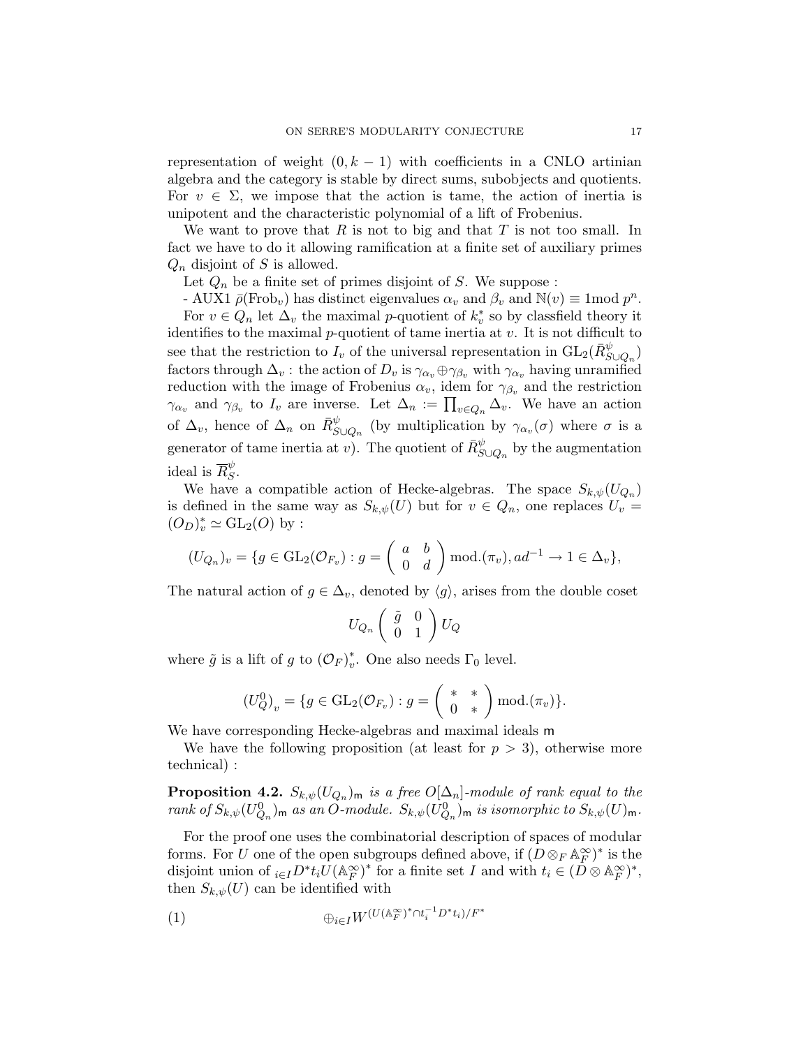representation of weight $(0, k-1)$ with coefficients in a CNLO artinian algebra and the category is stable by direct sums, subobjects and quotients. For $v \in \Sigma$, we impose that the action is tame, the action of inertia is unipotent and the characteristic polynomial of a lift of Frobenius.

We want to prove that $R$ is not to big and that $T$ is not too small. In fact we have to do it allowing ramification at a finite set of auxiliary primes $Q_n$ disjoint of $S$ is allowed.

Let $Q_n$ be a finite set of primes disjoint of $S$. We suppose :

- AUX1 $\bar{\rho}(\mathrm{Frob}_v)$ has distinct eigenvalues $\alpha_v$ and $\beta_v$ and $\mathbb{N}(v) \equiv 1 \mathrm{mod}\, p^n$.

For $v \in Q_n$ let $\Delta_v$ the maximal $p$-quotient of $k_v^*$ so by classfield theory it identifies to the maximal $p$-quotient of tame inertia at $v$. It is not difficult to see that the restriction to $I_v$ of the universal representation in $\mathrm{GL}_2(\bar{R}^{\psi}_{S\cup Q_n})$ factors through $\Delta_v$ : the action of $D_v$ is $\gamma_{\alpha_v} \oplus \gamma_{\beta_v}$ with $\gamma_{\alpha_v}$ having unramified reduction with the image of Frobenius $\alpha_v$, idem for $\gamma_{\beta_v}$ and the restriction $\gamma_{\alpha_v}$ and $\gamma_{\beta_v}$ to $I_v$ are inverse. Let $\Delta_n := \prod_{v\in Q_n} \Delta_v$. We have an action of $\Delta_v$, hence of $\Delta_n$ on $\bar{R}^{\psi}_{S\cup Q_n}$ (by multiplication by $\gamma_{\alpha_v}(\sigma)$ where $\sigma$ is a generator of tame inertia at $v$). The quotient of $\bar{R}^{\psi}_{S\cup Q_n}$ by the augmentation ideal is $\overline{R}^{\psi}_S$.

We have a compatible action of Hecke-algebras. The space $S_{k,\psi}(U_{Q_n})$ is defined in the same way as $S_{k,\psi}(U)$ but for $v \in Q_n$, one replaces $U_v = (O_D)_v^* \simeq \mathrm{GL}_2(O)$ by :

$$(U_{Q_n})_v = \{g \in \mathrm{GL}_2(\mathcal{O}_{F_v}) : g = \begin{pmatrix} a & b \\ 0 & d \end{pmatrix} \mathrm{mod.}(\pi_v), ad^{-1} \to 1 \in \Delta_v\},$$

The natural action of $g \in \Delta_v$, denoted by $\langle g \rangle$, arises from the double coset

$$U_{Q_n} \begin{pmatrix} \tilde{g} & 0 \\ 0 & 1 \end{pmatrix} U_Q$$

where $\tilde{g}$ is a lift of $g$ to $(\mathcal{O}_F)_v^*$. One also needs $\Gamma_0$ level.

$$\left(U_Q^0\right)_v = \{g \in \mathrm{GL}_2(\mathcal{O}_{F_v}) : g = \begin{pmatrix} * & * \\ 0 & * \end{pmatrix} \mathrm{mod.}(\pi_v)\}.$$

We have corresponding Hecke-algebras and maximal ideals $\mathsf{m}$

We have the following proposition (at least for $p > 3$), otherwise more technical) :

**Proposition 4.2.** *$S_{k,\psi}(U_{Q_n})_{\mathsf{m}}$ is a free $O[\Delta_n]$-module of rank equal to the rank of $S_{k,\psi}(U^0_{Q_n})_{\mathsf{m}}$ as an $O$-module. $S_{k,\psi}(U^0_{Q_n})_{\mathsf{m}}$ is isomorphic to $S_{k,\psi}(U)_{\mathsf{m}}$.*

For the proof one uses the combinatorial description of spaces of modular forms. For $U$ one of the open subgroups defined above, if $(D \otimes_F \mathbb{A}_F^\infty)^*$ is the disjoint union of ${}_{i\in I} D^* t_i U(\mathbb{A}_F^\infty)^*$ for a finite set $I$ and with $t_i \in (D \otimes \mathbb{A}_F^\infty)^*$, then $S_{k,\psi}(U)$ can be identified with

$$\oplus_{i\in I} W^{(U(\mathbb{A}_F^\infty)^* \cap t_i^{-1} D^* t_i)/F^*} \tag{1}$$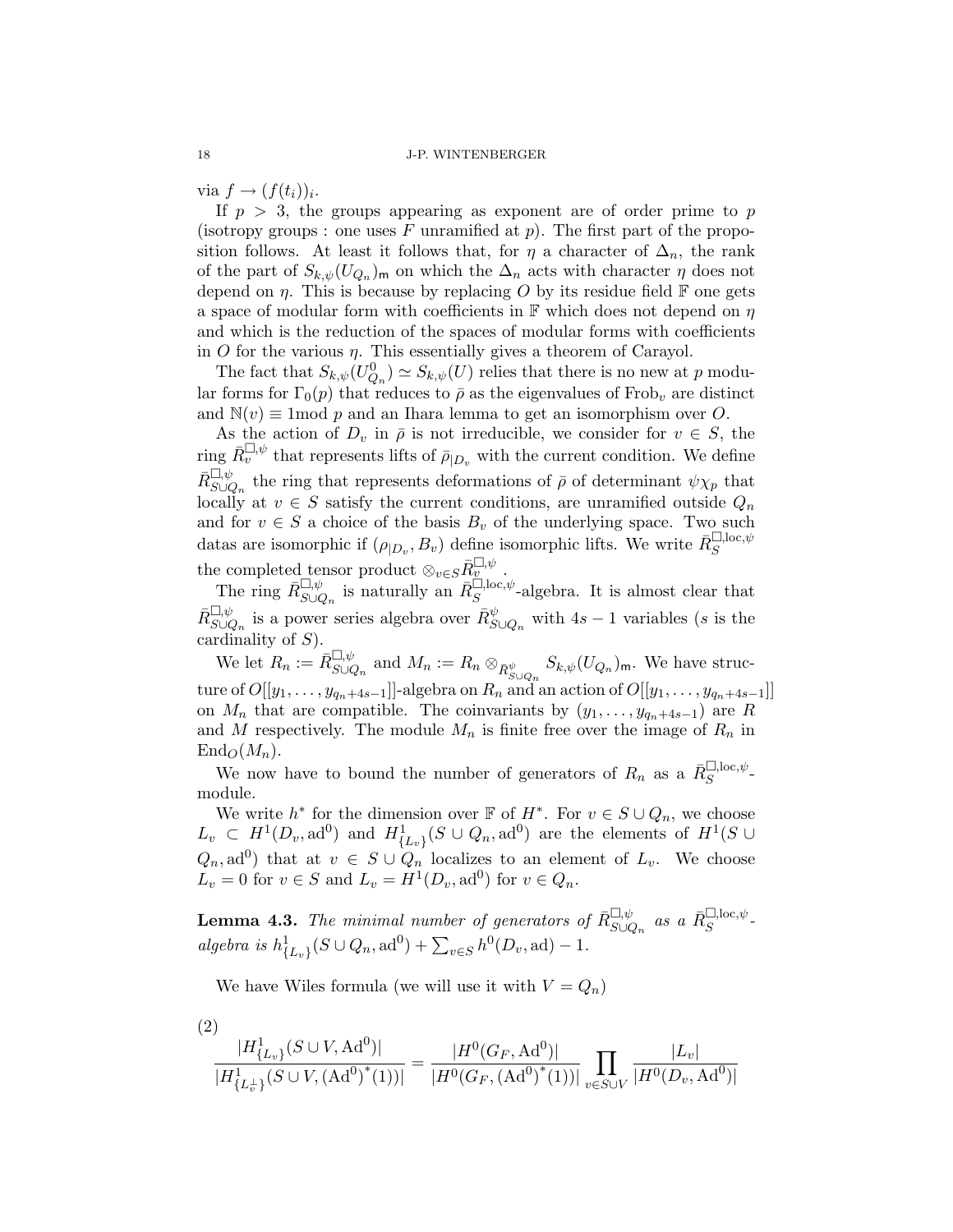via $f \to (f(t_i))_i$.

If $p > 3$, the groups appearing as exponent are of order prime to $p$ (isotropy groups : one uses $F$ unramified at $p$). The first part of the proposition follows. At least it follows that, for $\eta$ a character of $\Delta_n$, the rank of the part of $S_{k,\psi}(U_{Q_n})_{\mathfrak{m}}$ on which the $\Delta_n$ acts with character $\eta$ does not depend on $\eta$. This is because by replacing $O$ by its residue field $\mathbb{F}$ one gets a space of modular form with coefficients in $\mathbb{F}$ which does not depend on $\eta$ and which is the reduction of the spaces of modular forms with coefficients in $O$ for the various $\eta$. This essentially gives a theorem of Carayol.

The fact that $S_{k,\psi}(U^0_{Q_n}) \simeq S_{k,\psi}(U)$ relies that there is no new at $p$ modular forms for $\Gamma_0(p)$ that reduces to $\bar{\rho}$ as the eigenvalues of $\mathrm{Frob}_v$ are distinct and $\mathbb{N}(v) \equiv 1 \mathrm{mod}\ p$ and an Ihara lemma to get an isomorphism over $O$.

As the action of $D_v$ in $\bar{\rho}$ is not irreducible, we consider for $v \in S$, the ring $\bar{R}_v^{\square,\psi}$ that represents lifts of $\bar{\rho}_{|D_v}$ with the current condition. We define $\bar{R}^{\square,\psi}_{S\cup Q_n}$ the ring that represents deformations of $\bar{\rho}$ of determinant $\psi\chi_p$ that locally at $v \in S$ satisfy the current conditions, are unramified outside $Q_n$ and for $v \in S$ a choice of the basis $B_v$ of the underlying space. Two such datas are isomorphic if $(\rho_{|D_v}, B_v)$ define isomorphic lifts. We write $\bar{R}_S^{\square,\mathrm{loc},\psi}$ the completed tensor product $\otimes_{v\in S}\bar{R}_v^{\square,\psi}$.

The ring $\bar{R}^{\square,\psi}_{S\cup Q_n}$ is naturally an $\bar{R}_S^{\square,\mathrm{loc},\psi}$-algebra. It is almost clear that $\bar{R}^{\square,\psi}_{S\cup Q_n}$ is a power series algebra over $\bar{R}^{\psi}_{S\cup Q_n}$ with $4s-1$ variables ($s$ is the cardinality of $S$).

We let $R_n := \bar{R}^{\square,\psi}_{S\cup Q_n}$ and $M_n := R_n \otimes_{\bar{R}^{\psi}_{S\cup Q_n}} S_{k,\psi}(U_{Q_n})_{\mathfrak{m}}$. We have structure of $O[[y_1, \ldots, y_{q_n+4s-1}]]$-algebra on $R_n$ and an action of $O[[y_1, \ldots, y_{q_n+4s-1}]]$ on $M_n$ that are compatible. The coinvariants by $(y_1, \ldots, y_{q_n+4s-1})$ are $R$ and $M$ respectively. The module $M_n$ is finite free over the image of $R_n$ in $\mathrm{End}_O(M_n)$.

We now have to bound the number of generators of $R_n$ as a $\bar{R}_S^{\square,\mathrm{loc},\psi}$-module.

We write $h^*$ for the dimension over $\mathbb{F}$ of $H^*$. For $v \in S \cup Q_n$, we choose $L_v \subset H^1(D_v, \mathrm{ad}^0)$ and $H^1_{\{L_v\}}(S \cup Q_n, \mathrm{ad}^0)$ are the elements of $H^1(S \cup Q_n, \mathrm{ad}^0)$ that at $v \in S \cup Q_n$ localizes to an element of $L_v$. We choose $L_v = 0$ for $v \in S$ and $L_v = H^1(D_v, \mathrm{ad}^0)$ for $v \in Q_n$.

**Lemma 4.3.** *The minimal number of generators of $\bar{R}^{\square,\psi}_{S\cup Q_n}$ as a $\bar{R}_S^{\square,\mathrm{loc},\psi}$-algebra is $h^1_{\{L_v\}}(S \cup Q_n, \mathrm{ad}^0) + \sum_{v\in S} h^0(D_v, \mathrm{ad}) - 1$.*

We have Wiles formula (we will use it with $V = Q_n$)

$$\frac{|H^1_{\{L_v\}}(S \cup V, \mathrm{Ad}^0)|}{|H^1_{\{L_v^\perp\}}(S \cup V, (\mathrm{Ad}^0)^*(1))|} = \frac{|H^0(G_F, \mathrm{Ad}^0)|}{|H^0(G_F, (\mathrm{Ad}^0)^*(1))|} \prod_{v\in S\cup V} \frac{|L_v|}{|H^0(D_v, \mathrm{Ad}^0)|} \tag{2}$$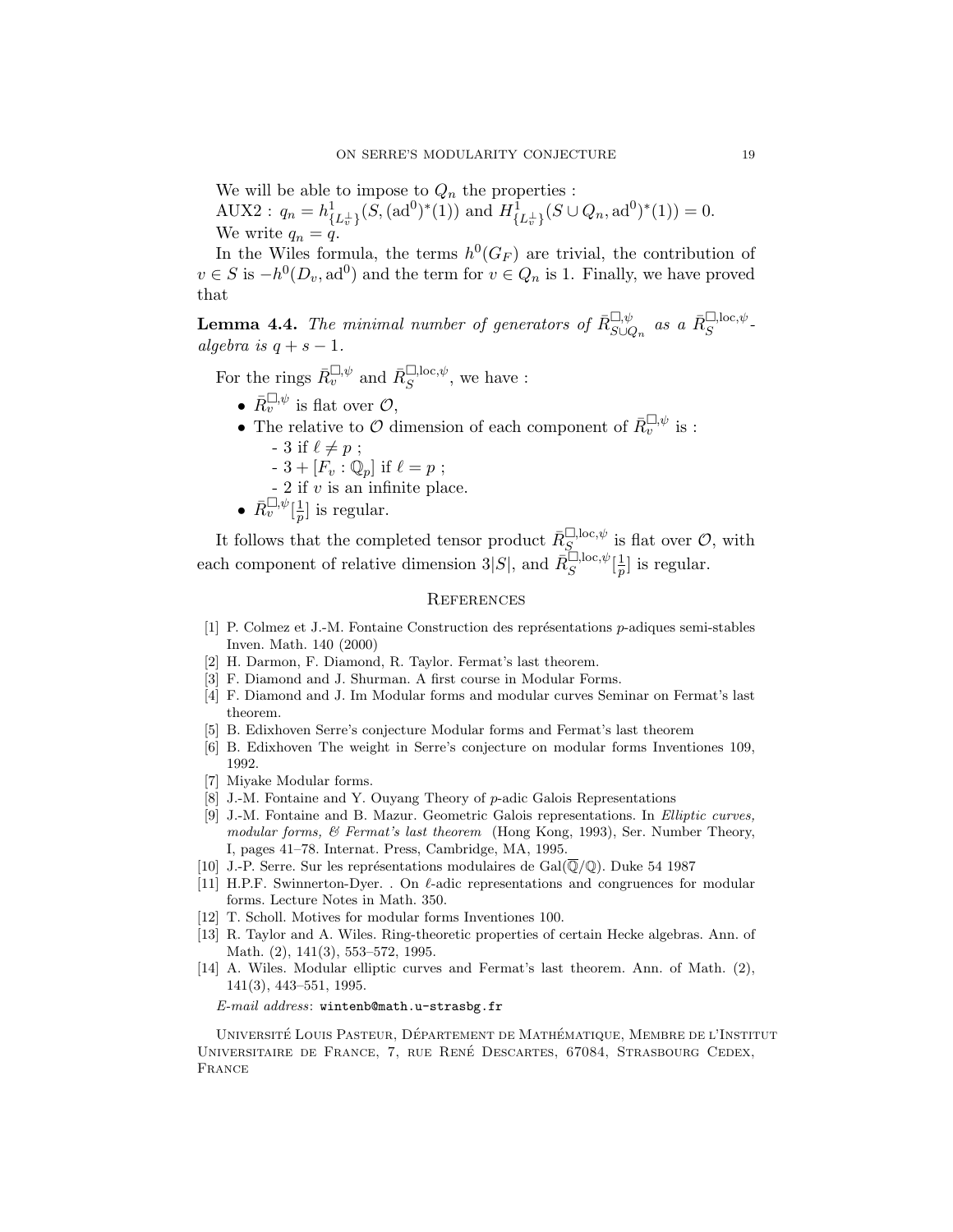We will be able to impose to $Q_n$ the properties :

AUX2 : $q_n = h^1_{\{L_v^\perp\}}(S, (\mathrm{ad}^0)^*(1))$ and $H^1_{\{L_v^\perp\}}(S \cup Q_n, \mathrm{ad}^0)^*(1)) = 0$.

We write $q_n = q$.

In the Wiles formula, the terms $h^0(G_F)$ are trivial, the contribution of $v \in S$ is $-h^0(D_v, \mathrm{ad}^0)$ and the term for $v \in Q_n$ is 1. Finally, we have proved that

**Lemma 4.4.** *The minimal number of generators of $\bar{R}^{\square,\psi}_{S\cup Q_n}$ as a $\bar{R}^{\square,\mathrm{loc},\psi}_S$-algebra is $q + s - 1$.*

For the rings $\bar{R}^{\square,\psi}_v$ and $\bar{R}^{\square,\mathrm{loc},\psi}_S$, we have :

- $\bar{R}^{\square,\psi}_v$ is flat over $\mathcal{O}$,
- The relative to $\mathcal{O}$ dimension of each component of $\bar{R}^{\square,\psi}_v$ is :
  - 3 if $\ell \neq p$ ;
  - $3 + [F_v : \mathbb{Q}_p]$ if $\ell = p$ ;
  - 2 if $v$ is an infinite place.
- $\bar{R}^{\square,\psi}_v[\frac{1}{p}]$ is regular.

It follows that the completed tensor product $\bar{R}^{\square,\mathrm{loc},\psi}_S$ is flat over $\mathcal{O}$, with each component of relative dimension $3|S|$, and $\bar{R}^{\square,\mathrm{loc},\psi}_S[\frac{1}{p}]$ is regular.

## References

[1] P. Colmez et J.-M. Fontaine Construction des représentations $p$-adiques semi-stables Inven. Math. 140 (2000)

[2] H. Darmon, F. Diamond, R. Taylor. Fermat's last theorem.

[3] F. Diamond and J. Shurman. A first course in Modular Forms.

[4] F. Diamond and J. Im Modular forms and modular curves Seminar on Fermat's last theorem.

[5] B. Edixhoven Serre's conjecture Modular forms and Fermat's last theorem

[6] B. Edixhoven The weight in Serre's conjecture on modular forms Inventiones 109, 1992.

[7] Miyake Modular forms.

[8] J.-M. Fontaine and Y. Ouyang Theory of $p$-adic Galois Representations

[9] J.-M. Fontaine and B. Mazur. Geometric Galois representations. In *Elliptic curves, modular forms, & Fermat's last theorem* (Hong Kong, 1993), Ser. Number Theory, I, pages 41–78. Internat. Press, Cambridge, MA, 1995.

[10] J.-P. Serre. Sur les représentations modulaires de $\mathrm{Gal}(\overline{\mathbb{Q}}/\mathbb{Q})$. Duke 54 1987

[11] H.P.F. Swinnerton-Dyer. . On $\ell$-adic representations and congruences for modular forms. Lecture Notes in Math. 350.

[12] T. Scholl. Motives for modular forms Inventiones 100.

[13] R. Taylor and A. Wiles. Ring-theoretic properties of certain Hecke algebras. Ann. of Math. (2), 141(3), 553–572, 1995.

[14] A. Wiles. Modular elliptic curves and Fermat's last theorem. Ann. of Math. (2), 141(3), 443–551, 1995.

*E-mail address*: wintenb@math.u-strasbg.fr

Université Louis Pasteur, Département de Mathématique, Membre de l'Institut Universitaire de France, 7, rue René Descartes, 67084, Strasbourg Cedex, France